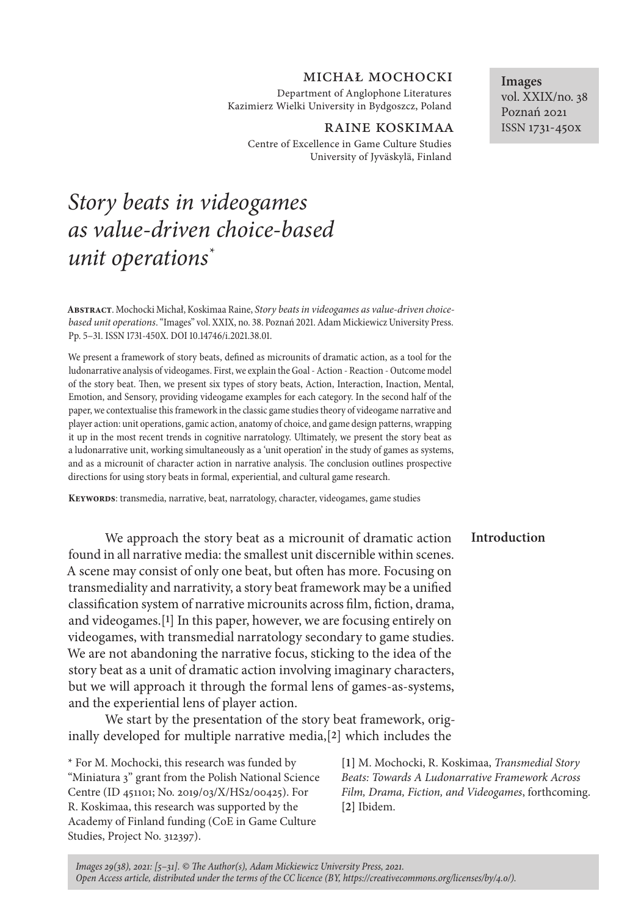Michał Mochocki

Department of Anglophone Literatures
Kazimierz Wielki University in Bydgoszcz, Poland

Raine Koskimaa

Centre of Excellence in Game Culture Studies
University of Jyväskylä, Finland

**Images**
vol. XXIX/no. 38
Poznań 2021
ISSN 1731-450x

# *Story beats in videogames as value-driven choice-based unit operations*\*

**Abstract**. Mochocki Michał, Koskimaa Raine, *Story beats in videogames as value-driven choice-based unit operations*. "Images" vol. XXIX, no. 38. Poznań 2021. Adam Mickiewicz University Press. Pp. 5–31. ISSN 1731-450X. DOI 10.14746/i.2021.38.01.

We present a framework of story beats, defined as microunits of dramatic action, as a tool for the ludonarrative analysis of videogames. First, we explain the Goal - Action - Reaction - Outcome model of the story beat. Then, we present six types of story beats, Action, Interaction, Inaction, Mental, Emotion, and Sensory, providing videogame examples for each category. In the second half of the paper, we contextualise this framework in the classic game studies theory of videogame narrative and player action: unit operations, gamic action, anatomy of choice, and game design patterns, wrapping it up in the most recent trends in cognitive narratology. Ultimately, we present the story beat as a ludonarrative unit, working simultaneously as a 'unit operation' in the study of games as systems, and as a microunit of character action in narrative analysis. The conclusion outlines prospective directions for using story beats in formal, experiential, and cultural game research.

**Keywords**: transmedia, narrative, beat, narratology, character, videogames, game studies

## Introduction

We approach the story beat as a microunit of dramatic action found in all narrative media: the smallest unit discernible within scenes. A scene may consist of only one beat, but often has more. Focusing on transmediality and narrativity, a story beat framework may be a unified classification system of narrative microunits across film, fiction, drama, and videogames.[1] In this paper, however, we are focusing entirely on videogames, with transmedial narratology secondary to game studies. We are not abandoning the narrative focus, sticking to the idea of the story beat as a unit of dramatic action involving imaginary characters, but we will approach it through the formal lens of games-as-systems, and the experiential lens of player action.

We start by the presentation of the story beat framework, originally developed for multiple narrative media,[2] which includes the

\* For M. Mochocki, this research was funded by "Miniatura 3" grant from the Polish National Science Centre (ID 451101; No. 2019/03/X/HS2/00425). For R. Koskimaa, this research was supported by the Academy of Finland funding (CoE in Game Culture Studies, Project No. 312397).

[1] M. Mochocki, R. Koskimaa, *Transmedial Story Beats: Towards A Ludonarrative Framework Across Film, Drama, Fiction, and Videogames*, forthcoming.
[2] Ibidem.

*Images 29(38), 2021: [5–31]. © The Author(s), Adam Mickiewicz University Press, 2021. Open Access article, distributed under the terms of the CC licence (BY, https://creativecommons.org/licenses/by/4.0/).*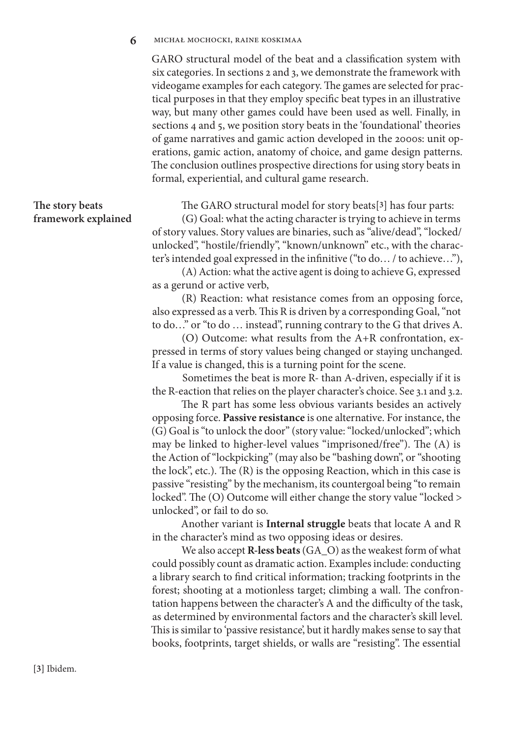GARO structural model of the beat and a classification system with six categories. In sections 2 and 3, we demonstrate the framework with videogame examples for each category. The games are selected for practical purposes in that they employ specific beat types in an illustrative way, but many other games could have been used as well. Finally, in sections 4 and 5, we position story beats in the 'foundational' theories of game narratives and gamic action developed in the 2000s: unit operations, gamic action, anatomy of choice, and game design patterns. The conclusion outlines prospective directions for using story beats in formal, experiential, and cultural game research.

## The story beats framework explained

The GARO structural model for story beats[3] has four parts:

(G) Goal: what the acting character is trying to achieve in terms of story values. Story values are binaries, such as "alive/dead", "locked/unlocked", "hostile/friendly", "known/unknown" etc., with the character's intended goal expressed in the infinitive ("to do… / to achieve…"),

(A) Action: what the active agent is doing to achieve G, expressed as a gerund or active verb,

(R) Reaction: what resistance comes from an opposing force, also expressed as a verb. This R is driven by a corresponding Goal, "not to do…" or "to do … instead", running contrary to the G that drives A.

(O) Outcome: what results from the A+R confrontation, expressed in terms of story values being changed or staying unchanged. If a value is changed, this is a turning point for the scene.

Sometimes the beat is more R- than A-driven, especially if it is the R-eaction that relies on the player character's choice. See 3.1 and 3.2.

The R part has some less obvious variants besides an actively opposing force. **Passive resistance** is one alternative. For instance, the (G) Goal is "to unlock the door" (story value: "locked/unlocked"; which may be linked to higher-level values "imprisoned/free"). The (A) is the Action of "lockpicking" (may also be "bashing down", or "shooting the lock", etc.). The (R) is the opposing Reaction, which in this case is passive "resisting" by the mechanism, its countergoal being "to remain locked". The (O) Outcome will either change the story value "locked > unlocked", or fail to do so.

Another variant is **Internal struggle** beats that locate A and R in the character's mind as two opposing ideas or desires.

We also accept **R-less beats** (GA_O) as the weakest form of what could possibly count as dramatic action. Examples include: conducting a library search to find critical information; tracking footprints in the forest; shooting at a motionless target; climbing a wall. The confrontation happens between the character's A and the difficulty of the task, as determined by environmental factors and the character's skill level. This is similar to 'passive resistance', but it hardly makes sense to say that books, footprints, target shields, or walls are "resisting". The essential

[3] Ibidem.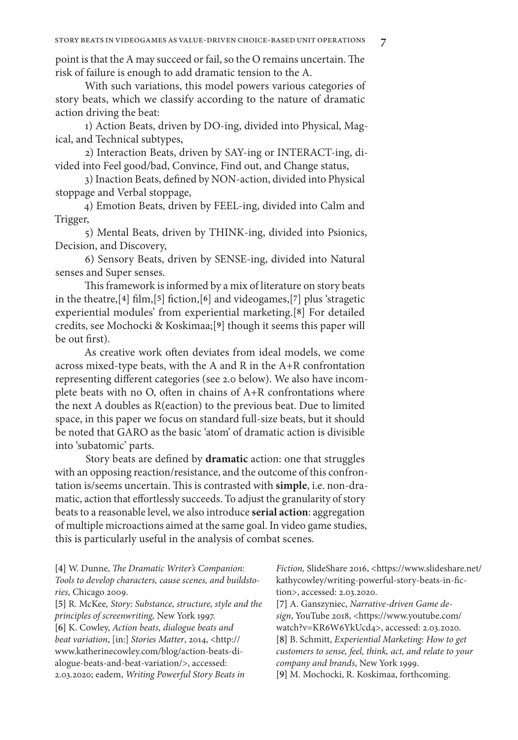point is that the A may succeed or fail, so the O remains uncertain. The risk of failure is enough to add dramatic tension to the A.

With such variations, this model powers various categories of story beats, which we classify according to the nature of dramatic action driving the beat:

1) Action Beats, driven by DO-ing, divided into Physical, Magical, and Technical subtypes,

2) Interaction Beats, driven by SAY-ing or INTERACT-ing, divided into Feel good/bad, Convince, Find out, and Change status,

3) Inaction Beats, defined by NON-action, divided into Physical stoppage and Verbal stoppage,

4) Emotion Beats, driven by FEEL-ing, divided into Calm and Trigger,

5) Mental Beats, driven by THINK-ing, divided into Psionics, Decision, and Discovery,

6) Sensory Beats, driven by SENSE-ing, divided into Natural senses and Super senses.

This framework is informed by a mix of literature on story beats in the theatre,[4] film,[5] fiction,[6] and videogames,[7] plus 'stragetic experiential modules' from experiential marketing.[8] For detailed credits, see Mochocki & Koskimaa;[9] though it seems this paper will be out first).

As creative work often deviates from ideal models, we come across mixed-type beats, with the A and R in the A+R confrontation representing different categories (see 2.0 below). We also have incomplete beats with no O, often in chains of A+R confrontations where the next A doubles as R(eaction) to the previous beat. Due to limited space, in this paper we focus on standard full-size beats, but it should be noted that GARO as the basic 'atom' of dramatic action is divisible into 'subatomic' parts.

Story beats are defined by **dramatic** action: one that struggles with an opposing reaction/resistance, and the outcome of this confrontation is/seems uncertain. This is contrasted with **simple**, i.e. non-dramatic, action that effortlessly succeeds. To adjust the granularity of story beats to a reasonable level, we also introduce **serial action**: aggregation of multiple microactions aimed at the same goal. In video game studies, this is particularly useful in the analysis of combat scenes.

[4] W. Dunne, *The Dramatic Writer's Companion: Tools to develop characters, cause scenes, and buildstories,* Chicago 2009.

[5] R. McKee, *Story: Substance, structure, style and the principles of screenwriting,* New York 1997.

[6] K. Cowley, *Action beats, dialogue beats and beat variation*, [in:] *Stories Matter*, 2014, <http://www.katherinecowley.com/blog/action-beats-dialogue-beats-and-beat-variation/>, accessed: 2.03.2020; eadem, *Writing Powerful Story Beats in Fiction,* SlideShare 2016, <https://www.slideshare.net/kathycowley/writing-powerful-story-beats-in-fiction>, accessed: 2.03.2020.

[7] A. Ganszyniec, *Narrative-driven Game design*, YouTube 2018, <https://www.youtube.com/watch?v=KR6W6YkUcd4>, accessed: 2.03.2020.

[8] B. Schmitt, *Experiential Marketing: How to get customers to sense, feel, think, act, and relate to your company and brands*, New York 1999.

[9] M. Mochocki, R. Koskimaa, forthcoming.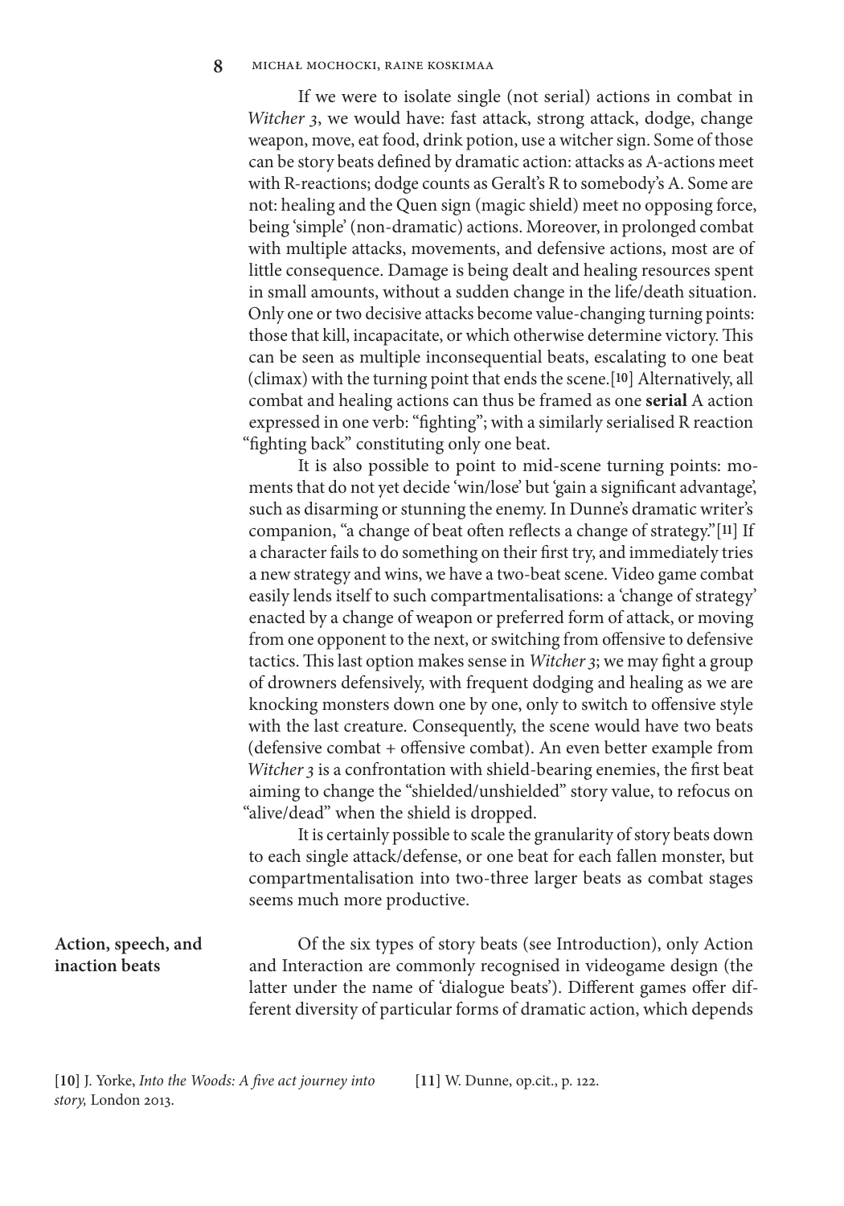If we were to isolate single (not serial) actions in combat in *Witcher 3*, we would have: fast attack, strong attack, dodge, change weapon, move, eat food, drink potion, use a witcher sign. Some of those can be story beats defined by dramatic action: attacks as A-actions meet with R-reactions; dodge counts as Geralt's R to somebody's A. Some are not: healing and the Quen sign (magic shield) meet no opposing force, being 'simple' (non-dramatic) actions. Moreover, in prolonged combat with multiple attacks, movements, and defensive actions, most are of little consequence. Damage is being dealt and healing resources spent in small amounts, without a sudden change in the life/death situation. Only one or two decisive attacks become value-changing turning points: those that kill, incapacitate, or which otherwise determine victory. This can be seen as multiple inconsequential beats, escalating to one beat (climax) with the turning point that ends the scene.[10] Alternatively, all combat and healing actions can thus be framed as one **serial** A action expressed in one verb: "fighting"; with a similarly serialised R reaction "fighting back" constituting only one beat.

It is also possible to point to mid-scene turning points: moments that do not yet decide 'win/lose' but 'gain a significant advantage', such as disarming or stunning the enemy. In Dunne's dramatic writer's companion, "a change of beat often reflects a change of strategy."[11] If a character fails to do something on their first try, and immediately tries a new strategy and wins, we have a two-beat scene. Video game combat easily lends itself to such compartmentalisations: a 'change of strategy' enacted by a change of weapon or preferred form of attack, or moving from one opponent to the next, or switching from offensive to defensive tactics. This last option makes sense in *Witcher 3*; we may fight a group of drowners defensively, with frequent dodging and healing as we are knocking monsters down one by one, only to switch to offensive style with the last creature. Consequently, the scene would have two beats (defensive combat + offensive combat). An even better example from *Witcher 3* is a confrontation with shield-bearing enemies, the first beat aiming to change the "shielded/unshielded" story value, to refocus on "alive/dead" when the shield is dropped.

It is certainly possible to scale the granularity of story beats down to each single attack/defense, or one beat for each fallen monster, but compartmentalisation into two-three larger beats as combat stages seems much more productive.

## Action, speech, and inaction beats

Of the six types of story beats (see Introduction), only Action and Interaction are commonly recognised in videogame design (the latter under the name of 'dialogue beats'). Different games offer different diversity of particular forms of dramatic action, which depends

[10] J. Yorke, *Into the Woods: A five act journey into story,* London 2013.

[11] W. Dunne, op.cit., p. 122.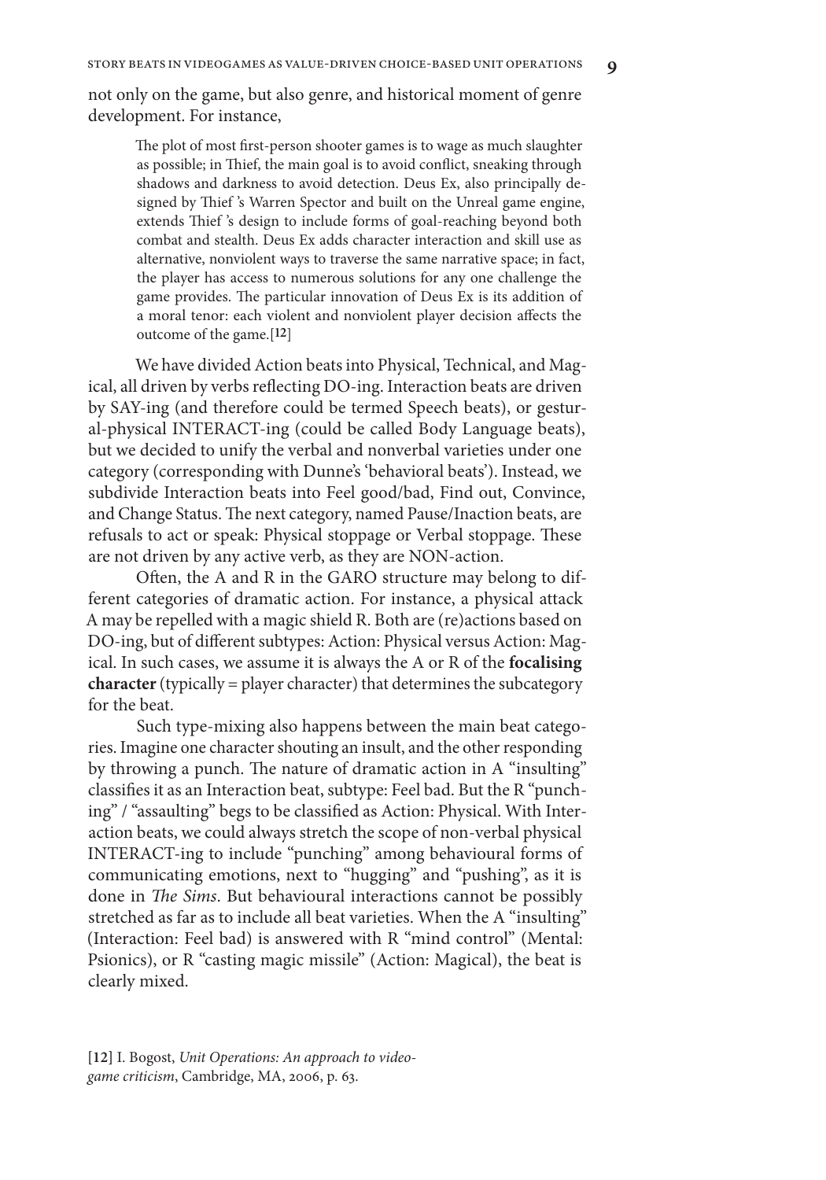not only on the game, but also genre, and historical moment of genre development. For instance,

> The plot of most first-person shooter games is to wage as much slaughter as possible; in Thief, the main goal is to avoid conflict, sneaking through shadows and darkness to avoid detection. Deus Ex, also principally designed by Thief 's Warren Spector and built on the Unreal game engine, extends Thief 's design to include forms of goal-reaching beyond both combat and stealth. Deus Ex adds character interaction and skill use as alternative, nonviolent ways to traverse the same narrative space; in fact, the player has access to numerous solutions for any one challenge the game provides. The particular innovation of Deus Ex is its addition of a moral tenor: each violent and nonviolent player decision affects the outcome of the game.[**12**]

We have divided Action beats into Physical, Technical, and Magical, all driven by verbs reflecting DO-ing. Interaction beats are driven by SAY-ing (and therefore could be termed Speech beats), or gestural-physical INTERACT-ing (could be called Body Language beats), but we decided to unify the verbal and nonverbal varieties under one category (corresponding with Dunne's 'behavioral beats'). Instead, we subdivide Interaction beats into Feel good/bad, Find out, Convince, and Change Status. The next category, named Pause/Inaction beats, are refusals to act or speak: Physical stoppage or Verbal stoppage. These are not driven by any active verb, as they are NON-action.

Often, the A and R in the GARO structure may belong to different categories of dramatic action. For instance, a physical attack A may be repelled with a magic shield R. Both are (re)actions based on DO-ing, but of different subtypes: Action: Physical versus Action: Magical. In such cases, we assume it is always the A or R of the **focalising character** (typically = player character) that determines the subcategory for the beat.

Such type-mixing also happens between the main beat categories. Imagine one character shouting an insult, and the other responding by throwing a punch. The nature of dramatic action in A "insulting" classifies it as an Interaction beat, subtype: Feel bad. But the R "punching" / "assaulting" begs to be classified as Action: Physical. With Interaction beats, we could always stretch the scope of non-verbal physical INTERACT-ing to include "punching" among behavioural forms of communicating emotions, next to "hugging" and "pushing", as it is done in *The Sims*. But behavioural interactions cannot be possibly stretched as far as to include all beat varieties. When the A "insulting" (Interaction: Feel bad) is answered with R "mind control" (Mental: Psionics), or R "casting magic missile" (Action: Magical), the beat is clearly mixed.

[**12**] I. Bogost, *Unit Operations: An approach to videogame criticism*, Cambridge, MA, 2006, p. 63.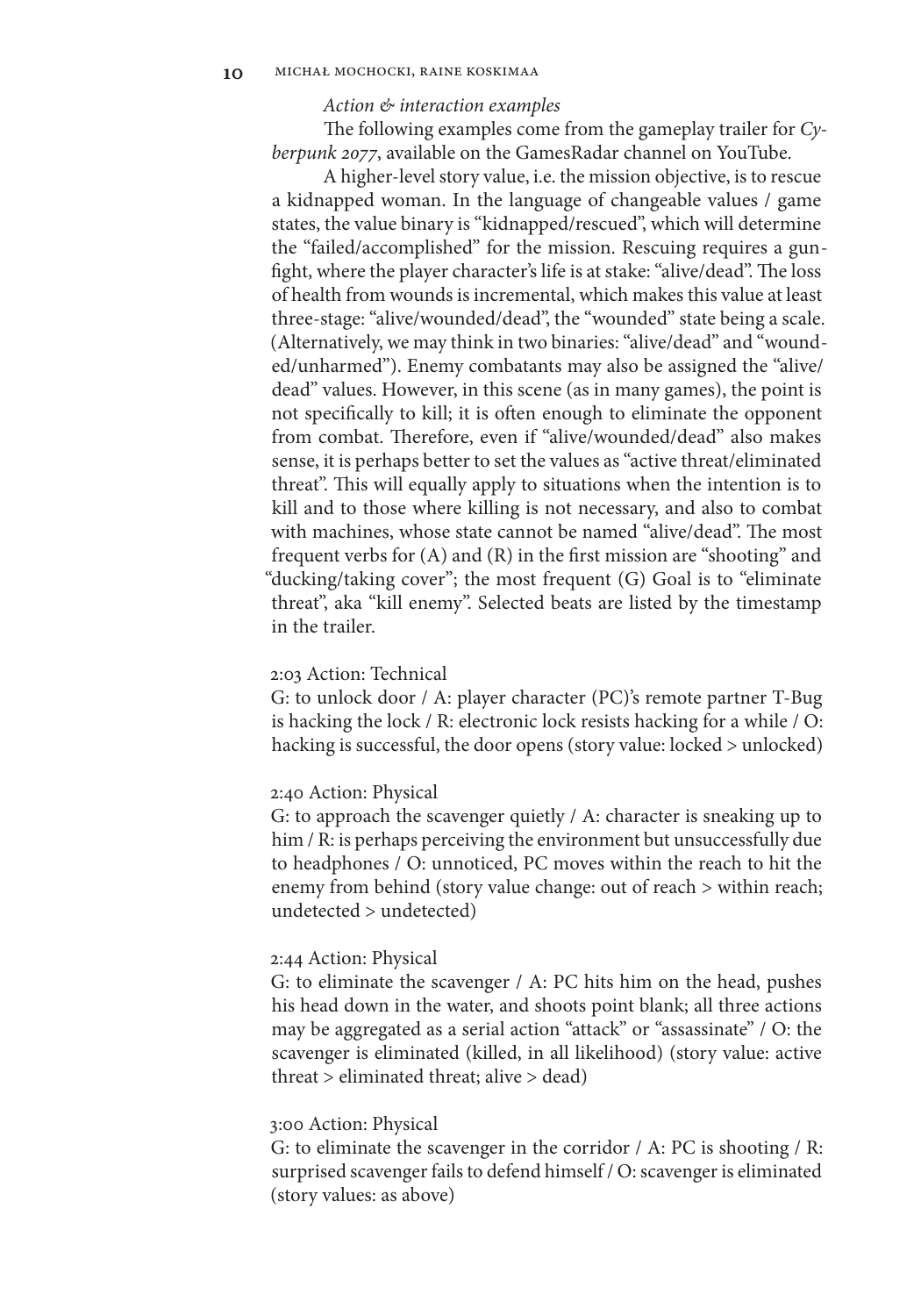*Action & interaction examples*

The following examples come from the gameplay trailer for *Cyberpunk 2077*, available on the GamesRadar channel on YouTube.

A higher-level story value, i.e. the mission objective, is to rescue a kidnapped woman. In the language of changeable values / game states, the value binary is "kidnapped/rescued", which will determine the "failed/accomplished" for the mission. Rescuing requires a gunfight, where the player character's life is at stake: "alive/dead". The loss of health from wounds is incremental, which makes this value at least three-stage: "alive/wounded/dead", the "wounded" state being a scale. (Alternatively, we may think in two binaries: "alive/dead" and "wounded/unharmed"). Enemy combatants may also be assigned the "alive/dead" values. However, in this scene (as in many games), the point is not specifically to kill; it is often enough to eliminate the opponent from combat. Therefore, even if "alive/wounded/dead" also makes sense, it is perhaps better to set the values as "active threat/eliminated threat". This will equally apply to situations when the intention is to kill and to those where killing is not necessary, and also to combat with machines, whose state cannot be named "alive/dead". The most frequent verbs for (A) and (R) in the first mission are "shooting" and "ducking/taking cover"; the most frequent (G) Goal is to "eliminate threat", aka "kill enemy". Selected beats are listed by the timestamp in the trailer.

2:03 Action: Technical
G: to unlock door / A: player character (PC)'s remote partner T-Bug is hacking the lock / R: electronic lock resists hacking for a while / O: hacking is successful, the door opens (story value: locked > unlocked)

2:40 Action: Physical
G: to approach the scavenger quietly / A: character is sneaking up to him / R: is perhaps perceiving the environment but unsuccessfully due to headphones / O: unnoticed, PC moves within the reach to hit the enemy from behind (story value change: out of reach > within reach; undetected > undetected)

2:44 Action: Physical
G: to eliminate the scavenger / A: PC hits him on the head, pushes his head down in the water, and shoots point blank; all three actions may be aggregated as a serial action "attack" or "assassinate" / O: the scavenger is eliminated (killed, in all likelihood) (story value: active threat > eliminated threat; alive > dead)

3:00 Action: Physical
G: to eliminate the scavenger in the corridor / A: PC is shooting / R: surprised scavenger fails to defend himself / O: scavenger is eliminated (story values: as above)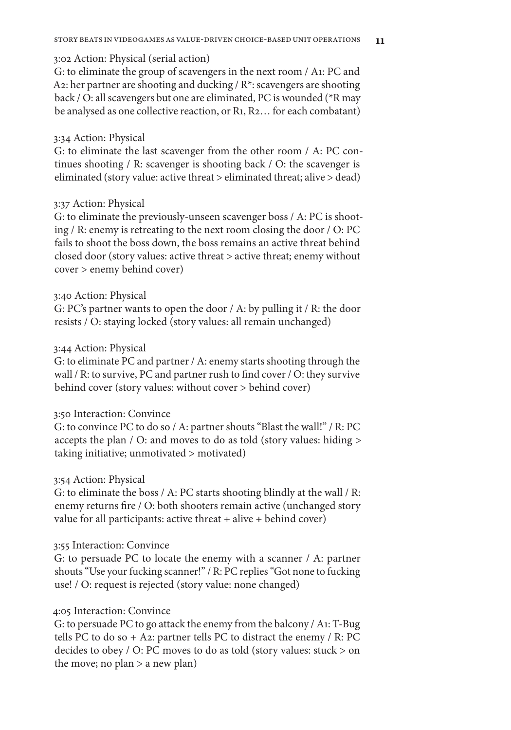3:02 Action: Physical (serial action)
G: to eliminate the group of scavengers in the next room / A1: PC and A2: her partner are shooting and ducking / R*: scavengers are shooting back / O: all scavengers but one are eliminated, PC is wounded (*R may be analysed as one collective reaction, or R1, R2… for each combatant)

3:34 Action: Physical
G: to eliminate the last scavenger from the other room / A: PC continues shooting / R: scavenger is shooting back / O: the scavenger is eliminated (story value: active threat > eliminated threat; alive > dead)

3:37 Action: Physical
G: to eliminate the previously-unseen scavenger boss / A: PC is shooting / R: enemy is retreating to the next room closing the door / O: PC fails to shoot the boss down, the boss remains an active threat behind closed door (story values: active threat > active threat; enemy without cover > enemy behind cover)

3:40 Action: Physical
G: PC's partner wants to open the door / A: by pulling it / R: the door resists / O: staying locked (story values: all remain unchanged)

3:44 Action: Physical
G: to eliminate PC and partner / A: enemy starts shooting through the wall / R: to survive, PC and partner rush to find cover / O: they survive behind cover (story values: without cover > behind cover)

3:50 Interaction: Convince
G: to convince PC to do so / A: partner shouts "Blast the wall!" / R: PC accepts the plan / O: and moves to do as told (story values: hiding > taking initiative; unmotivated > motivated)

3:54 Action: Physical
G: to eliminate the boss / A: PC starts shooting blindly at the wall / R: enemy returns fire / O: both shooters remain active (unchanged story value for all participants: active threat + alive + behind cover)

3:55 Interaction: Convince
G: to persuade PC to locate the enemy with a scanner / A: partner shouts "Use your fucking scanner!" / R: PC replies "Got none to fucking use! / O: request is rejected (story value: none changed)

4:05 Interaction: Convince
G: to persuade PC to go attack the enemy from the balcony / A1: T-Bug tells PC to do so + A2: partner tells PC to distract the enemy / R: PC decides to obey / O: PC moves to do as told (story values: stuck > on the move; no plan > a new plan)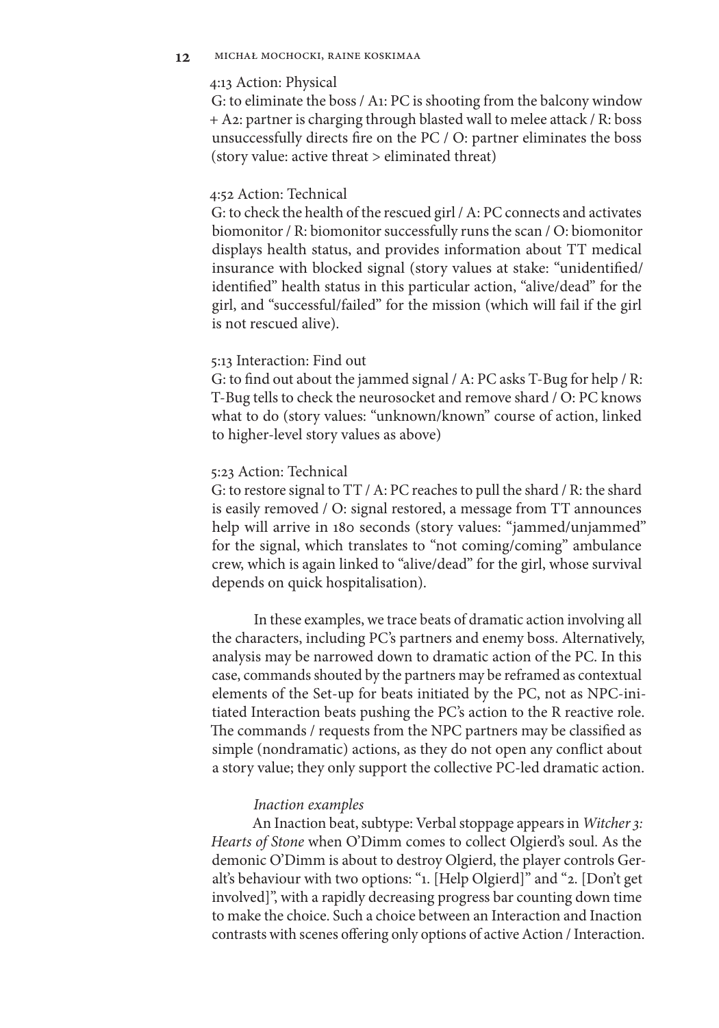4:13 Action: Physical

G: to eliminate the boss / A1: PC is shooting from the balcony window + A2: partner is charging through blasted wall to melee attack / R: boss unsuccessfully directs fire on the PC / O: partner eliminates the boss (story value: active threat > eliminated threat)

4:52 Action: Technical

G: to check the health of the rescued girl / A: PC connects and activates biomonitor / R: biomonitor successfully runs the scan / O: biomonitor displays health status, and provides information about TT medical insurance with blocked signal (story values at stake: "unidentified/identified" health status in this particular action, "alive/dead" for the girl, and "successful/failed" for the mission (which will fail if the girl is not rescued alive).

5:13 Interaction: Find out

G: to find out about the jammed signal / A: PC asks T-Bug for help / R: T-Bug tells to check the neurosocket and remove shard / O: PC knows what to do (story values: "unknown/known" course of action, linked to higher-level story values as above)

5:23 Action: Technical

G: to restore signal to TT / A: PC reaches to pull the shard / R: the shard is easily removed / O: signal restored, a message from TT announces help will arrive in 180 seconds (story values: "jammed/unjammed" for the signal, which translates to "not coming/coming" ambulance crew, which is again linked to "alive/dead" for the girl, whose survival depends on quick hospitalisation).

In these examples, we trace beats of dramatic action involving all the characters, including PC's partners and enemy boss. Alternatively, analysis may be narrowed down to dramatic action of the PC. In this case, commands shouted by the partners may be reframed as contextual elements of the Set-up for beats initiated by the PC, not as NPC-initiated Interaction beats pushing the PC's action to the R reactive role. The commands / requests from the NPC partners may be classified as simple (nondramatic) actions, as they do not open any conflict about a story value; they only support the collective PC-led dramatic action.

*Inaction examples*

An Inaction beat, subtype: Verbal stoppage appears in *Witcher 3: Hearts of Stone* when O'Dimm comes to collect Olgierd's soul. As the demonic O'Dimm is about to destroy Olgierd, the player controls Geralt's behaviour with two options: "1. [Help Olgierd]" and "2. [Don't get involved]", with a rapidly decreasing progress bar counting down time to make the choice. Such a choice between an Interaction and Inaction contrasts with scenes offering only options of active Action / Interaction.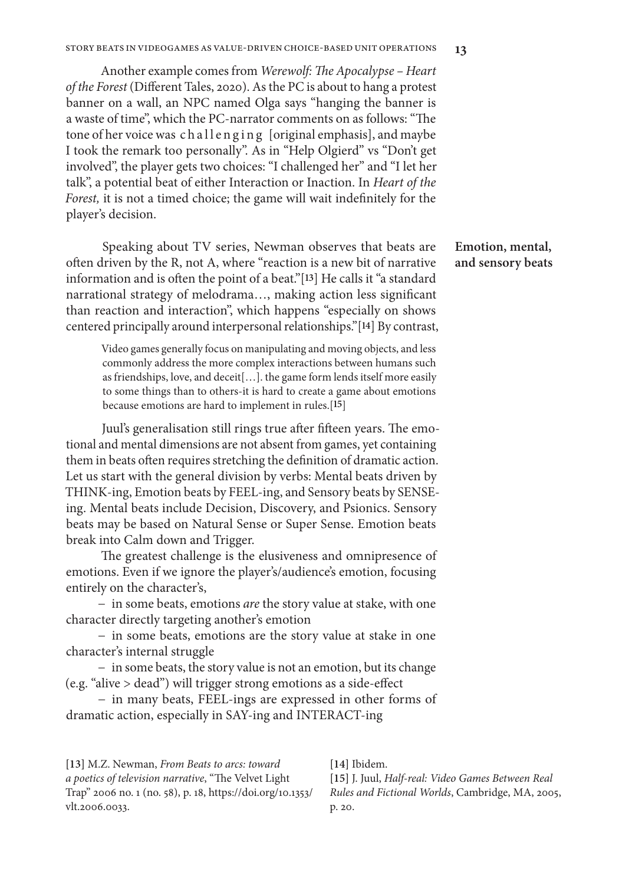Another example comes from *Werewolf: The Apocalypse – Heart of the Forest* (Different Tales, 2020). As the PC is about to hang a protest banner on a wall, an NPC named Olga says "hanging the banner is a waste of time", which the PC-narrator comments on as follows: "The tone of her voice was c h a l l e n g i n g [original emphasis], and maybe I took the remark too personally". As in "Help Olgierd" vs "Don't get involved", the player gets two choices: "I challenged her" and "I let her talk", a potential beat of either Interaction or Inaction. In *Heart of the Forest,* it is not a timed choice; the game will wait indefinitely for the player's decision.

### Emotion, mental, and sensory beats

Speaking about TV series, Newman observes that beats are often driven by the R, not A, where "reaction is a new bit of narrative information and is often the point of a beat."[13] He calls it "a standard narrational strategy of melodrama…, making action less significant than reaction and interaction", which happens "especially on shows centered principally around interpersonal relationships."[14] By contrast,

> Video games generally focus on manipulating and moving objects, and less commonly address the more complex interactions between humans such as friendships, love, and deceit[…]. the game form lends itself more easily to some things than to others-it is hard to create a game about emotions because emotions are hard to implement in rules.[15]

Juul's generalisation still rings true after fifteen years. The emotional and mental dimensions are not absent from games, yet containing them in beats often requires stretching the definition of dramatic action. Let us start with the general division by verbs: Mental beats driven by THINK-ing, Emotion beats by FEEL-ing, and Sensory beats by SENSE-ing. Mental beats include Decision, Discovery, and Psionics. Sensory beats may be based on Natural Sense or Super Sense. Emotion beats break into Calm down and Trigger.

The greatest challenge is the elusiveness and omnipresence of emotions. Even if we ignore the player's/audience's emotion, focusing entirely on the character's,

– in some beats, emotions *are* the story value at stake, with one character directly targeting another's emotion

– in some beats, emotions are the story value at stake in one character's internal struggle

– in some beats, the story value is not an emotion, but its change (e.g. "alive > dead") will trigger strong emotions as a side-effect

– in many beats, FEEL-ings are expressed in other forms of dramatic action, especially in SAY-ing and INTERACT-ing

[13] M.Z. Newman, *From Beats to arcs: toward a poetics of television narrative*, "The Velvet Light Trap" 2006 no. 1 (no. 58), p. 18, https://doi.org/10.1353/vlt.2006.0033.

[14] Ibidem.

[15] J. Juul, *Half-real: Video Games Between Real Rules and Fictional Worlds*, Cambridge, MA, 2005, p. 20.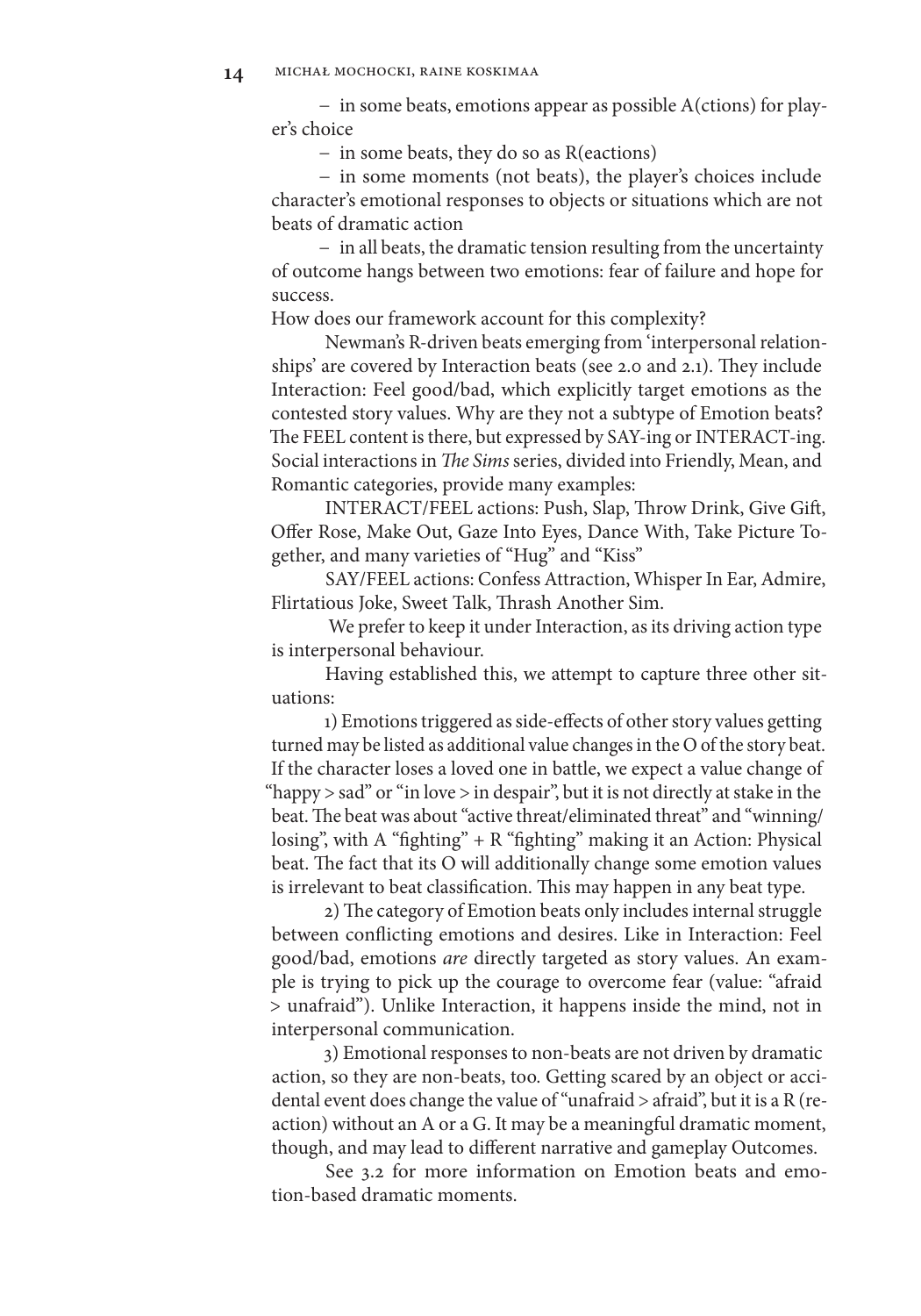– in some beats, emotions appear as possible A(ctions) for player's choice

– in some beats, they do so as R(eactions)

– in some moments (not beats), the player's choices include character's emotional responses to objects or situations which are not beats of dramatic action

– in all beats, the dramatic tension resulting from the uncertainty of outcome hangs between two emotions: fear of failure and hope for success.

How does our framework account for this complexity?

Newman's R-driven beats emerging from 'interpersonal relationships' are covered by Interaction beats (see 2.0 and 2.1). They include Interaction: Feel good/bad, which explicitly target emotions as the contested story values. Why are they not a subtype of Emotion beats? The FEEL content is there, but expressed by SAY-ing or INTERACT-ing. Social interactions in *The Sims* series, divided into Friendly, Mean, and Romantic categories, provide many examples:

INTERACT/FEEL actions: Push, Slap, Throw Drink, Give Gift, Offer Rose, Make Out, Gaze Into Eyes, Dance With, Take Picture Together, and many varieties of "Hug" and "Kiss"

SAY/FEEL actions: Confess Attraction, Whisper In Ear, Admire, Flirtatious Joke, Sweet Talk, Thrash Another Sim.

We prefer to keep it under Interaction, as its driving action type is interpersonal behaviour.

Having established this, we attempt to capture three other situations:

1) Emotions triggered as side-effects of other story values getting turned may be listed as additional value changes in the O of the story beat. If the character loses a loved one in battle, we expect a value change of "happy > sad" or "in love > in despair", but it is not directly at stake in the beat. The beat was about "active threat/eliminated threat" and "winning/losing", with A "fighting" + R "fighting" making it an Action: Physical beat. The fact that its O will additionally change some emotion values is irrelevant to beat classification. This may happen in any beat type.

2) The category of Emotion beats only includes internal struggle between conflicting emotions and desires. Like in Interaction: Feel good/bad, emotions *are* directly targeted as story values. An example is trying to pick up the courage to overcome fear (value: "afraid > unafraid"). Unlike Interaction, it happens inside the mind, not in interpersonal communication.

3) Emotional responses to non-beats are not driven by dramatic action, so they are non-beats, too. Getting scared by an object or accidental event does change the value of "unafraid > afraid", but it is a R (reaction) without an A or a G. It may be a meaningful dramatic moment, though, and may lead to different narrative and gameplay Outcomes.

See 3.2 for more information on Emotion beats and emotion-based dramatic moments.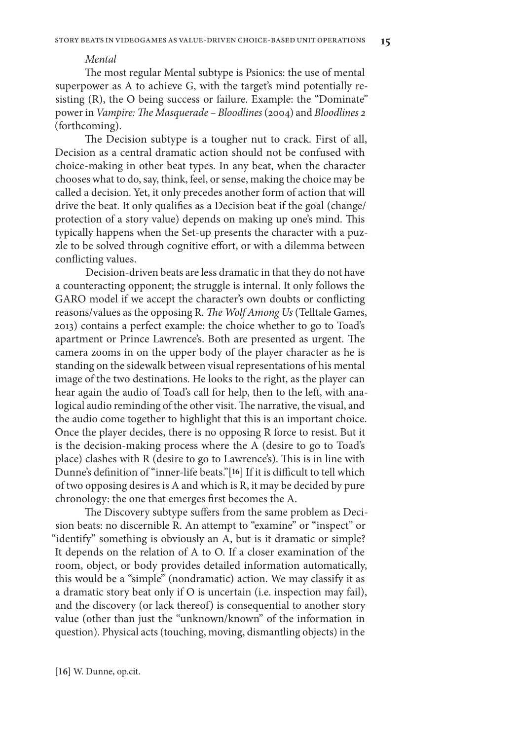*Mental*

The most regular Mental subtype is Psionics: the use of mental superpower as A to achieve G, with the target's mind potentially resisting (R), the O being success or failure. Example: the "Dominate" power in *Vampire: The Masquerade – Bloodlines* (2004) and *Bloodlines 2* (forthcoming).

The Decision subtype is a tougher nut to crack. First of all, Decision as a central dramatic action should not be confused with choice-making in other beat types. In any beat, when the character chooses what to do, say, think, feel, or sense, making the choice may be called a decision. Yet, it only precedes another form of action that will drive the beat. It only qualifies as a Decision beat if the goal (change/protection of a story value) depends on making up one's mind. This typically happens when the Set-up presents the character with a puzzle to be solved through cognitive effort, or with a dilemma between conflicting values.

Decision-driven beats are less dramatic in that they do not have a counteracting opponent; the struggle is internal. It only follows the GARO model if we accept the character's own doubts or conflicting reasons/values as the opposing R. *The Wolf Among Us* (Telltale Games, 2013) contains a perfect example: the choice whether to go to Toad's apartment or Prince Lawrence's. Both are presented as urgent. The camera zooms in on the upper body of the player character as he is standing on the sidewalk between visual representations of his mental image of the two destinations. He looks to the right, as the player can hear again the audio of Toad's call for help, then to the left, with analogical audio reminding of the other visit. The narrative, the visual, and the audio come together to highlight that this is an important choice. Once the player decides, there is no opposing R force to resist. But it is the decision-making process where the A (desire to go to Toad's place) clashes with R (desire to go to Lawrence's). This is in line with Dunne's definition of "inner-life beats."[16] If it is difficult to tell which of two opposing desires is A and which is R, it may be decided by pure chronology: the one that emerges first becomes the A.

The Discovery subtype suffers from the same problem as Decision beats: no discernible R. An attempt to "examine" or "inspect" or "identify" something is obviously an A, but is it dramatic or simple? It depends on the relation of A to O. If a closer examination of the room, object, or body provides detailed information automatically, this would be a "simple" (nondramatic) action. We may classify it as a dramatic story beat only if O is uncertain (i.e. inspection may fail), and the discovery (or lack thereof) is consequential to another story value (other than just the "unknown/known" of the information in question). Physical acts (touching, moving, dismantling objects) in the

[16] W. Dunne, op.cit.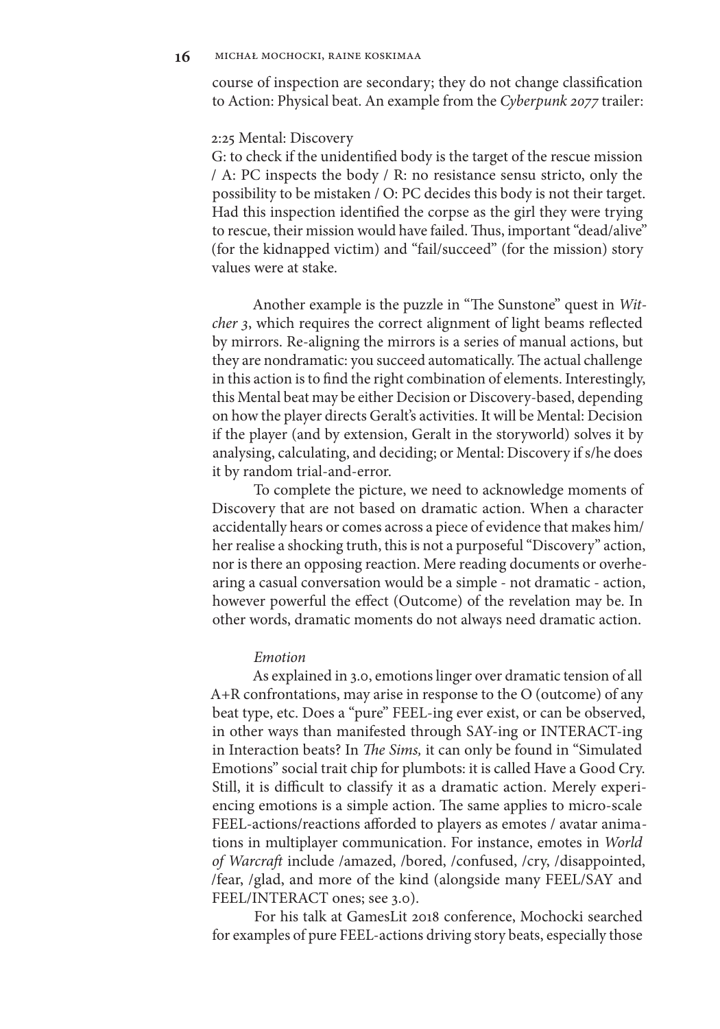course of inspection are secondary; they do not change classification to Action: Physical beat. An example from the *Cyberpunk 2077* trailer:

2:25 Mental: Discovery
G: to check if the unidentified body is the target of the rescue mission / A: PC inspects the body / R: no resistance sensu stricto, only the possibility to be mistaken / O: PC decides this body is not their target. Had this inspection identified the corpse as the girl they were trying to rescue, their mission would have failed. Thus, important "dead/alive" (for the kidnapped victim) and "fail/succeed" (for the mission) story values were at stake.

Another example is the puzzle in "The Sunstone" quest in *Witcher 3*, which requires the correct alignment of light beams reflected by mirrors. Re-aligning the mirrors is a series of manual actions, but they are nondramatic: you succeed automatically. The actual challenge in this action is to find the right combination of elements. Interestingly, this Mental beat may be either Decision or Discovery-based, depending on how the player directs Geralt's activities. It will be Mental: Decision if the player (and by extension, Geralt in the storyworld) solves it by analysing, calculating, and deciding; or Mental: Discovery if s/he does it by random trial-and-error.

To complete the picture, we need to acknowledge moments of Discovery that are not based on dramatic action. When a character accidentally hears or comes across a piece of evidence that makes him/her realise a shocking truth, this is not a purposeful "Discovery" action, nor is there an opposing reaction. Mere reading documents or overhearing a casual conversation would be a simple - not dramatic - action, however powerful the effect (Outcome) of the revelation may be. In other words, dramatic moments do not always need dramatic action.

*Emotion*

As explained in 3.0, emotions linger over dramatic tension of all A+R confrontations, may arise in response to the O (outcome) of any beat type, etc. Does a "pure" FEEL-ing ever exist, or can be observed, in other ways than manifested through SAY-ing or INTERACT-ing in Interaction beats? In *The Sims,* it can only be found in "Simulated Emotions" social trait chip for plumbots: it is called Have a Good Cry. Still, it is difficult to classify it as a dramatic action. Merely experiencing emotions is a simple action. The same applies to micro-scale FEEL-actions/reactions afforded to players as emotes / avatar animations in multiplayer communication. For instance, emotes in *World of Warcraft* include /amazed, /bored, /confused, /cry, /disappointed, /fear, /glad, and more of the kind (alongside many FEEL/SAY and FEEL/INTERACT ones; see 3.0).

For his talk at GamesLit 2018 conference, Mochocki searched for examples of pure FEEL-actions driving story beats, especially those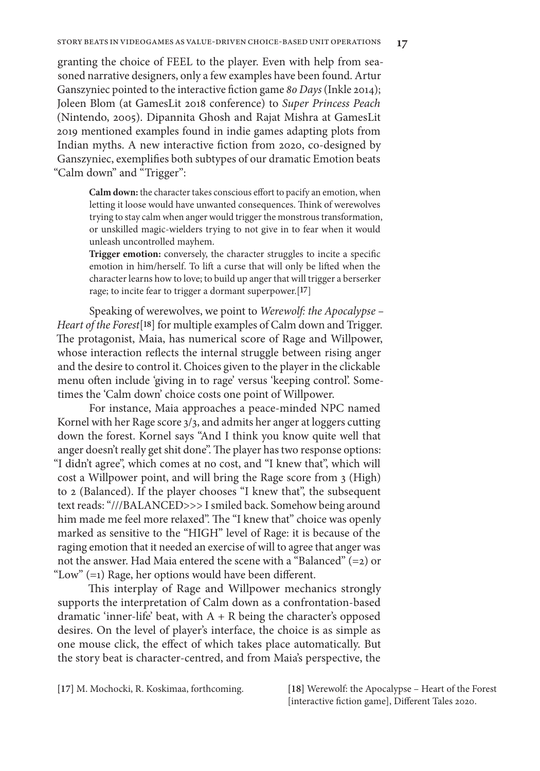granting the choice of FEEL to the player. Even with help from seasoned narrative designers, only a few examples have been found. Artur Ganszyniec pointed to the interactive fiction game *80 Days* (Inkle 2014); Joleen Blom (at GamesLit 2018 conference) to *Super Princess Peach* (Nintendo, 2005). Dipannita Ghosh and Rajat Mishra at GamesLit 2019 mentioned examples found in indie games adapting plots from Indian myths. A new interactive fiction from 2020, co-designed by Ganszyniec, exemplifies both subtypes of our dramatic Emotion beats "Calm down" and "Trigger":

> **Calm down:** the character takes conscious effort to pacify an emotion, when letting it loose would have unwanted consequences. Think of werewolves trying to stay calm when anger would trigger the monstrous transformation, or unskilled magic-wielders trying to not give in to fear when it would unleash uncontrolled mayhem.
> **Trigger emotion:** conversely, the character struggles to incite a specific emotion in him/herself. To lift a curse that will only be lifted when the character learns how to love; to build up anger that will trigger a berserker rage; to incite fear to trigger a dormant superpower.[17]

Speaking of werewolves, we point to *Werewolf: the Apocalypse – Heart of the Forest*[18] for multiple examples of Calm down and Trigger. The protagonist, Maia, has numerical score of Rage and Willpower, whose interaction reflects the internal struggle between rising anger and the desire to control it. Choices given to the player in the clickable menu often include 'giving in to rage' versus 'keeping control'. Sometimes the 'Calm down' choice costs one point of Willpower.

For instance, Maia approaches a peace-minded NPC named Kornel with her Rage score 3/3, and admits her anger at loggers cutting down the forest. Kornel says "And I think you know quite well that anger doesn't really get shit done". The player has two response options: "I didn't agree", which comes at no cost, and "I knew that", which will cost a Willpower point, and will bring the Rage score from 3 (High) to 2 (Balanced). If the player chooses "I knew that", the subsequent text reads: "///BALANCED>>> I smiled back. Somehow being around him made me feel more relaxed". The "I knew that" choice was openly marked as sensitive to the "HIGH" level of Rage: it is because of the raging emotion that it needed an exercise of will to agree that anger was not the answer. Had Maia entered the scene with a "Balanced" (=2) or "Low" (=1) Rage, her options would have been different.

This interplay of Rage and Willpower mechanics strongly supports the interpretation of Calm down as a confrontation-based dramatic 'inner-life' beat, with A + R being the character's opposed desires. On the level of player's interface, the choice is as simple as one mouse click, the effect of which takes place automatically. But the story beat is character-centred, and from Maia's perspective, the

[17] M. Mochocki, R. Koskimaa, forthcoming.

[18] Werewolf: the Apocalypse – Heart of the Forest [interactive fiction game], Different Tales 2020.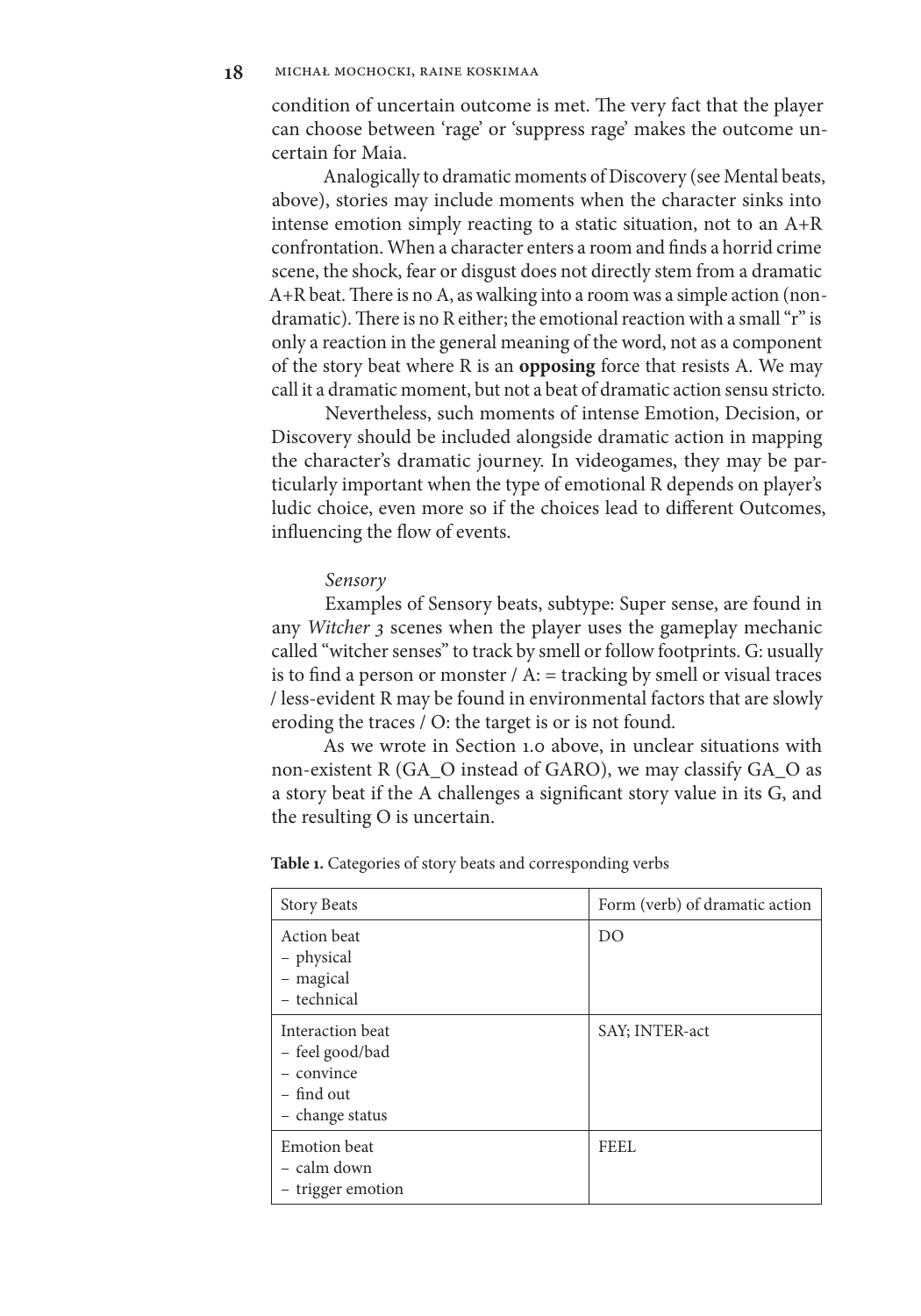condition of uncertain outcome is met. The very fact that the player can choose between 'rage' or 'suppress rage' makes the outcome uncertain for Maia.

Analogically to dramatic moments of Discovery (see Mental beats, above), stories may include moments when the character sinks into intense emotion simply reacting to a static situation, not to an A+R confrontation. When a character enters a room and finds a horrid crime scene, the shock, fear or disgust does not directly stem from a dramatic A+R beat. There is no A, as walking into a room was a simple action (non-dramatic). There is no R either; the emotional reaction with a small "r" is only a reaction in the general meaning of the word, not as a component of the story beat where R is an **opposing** force that resists A. We may call it a dramatic moment, but not a beat of dramatic action sensu stricto.

Nevertheless, such moments of intense Emotion, Decision, or Discovery should be included alongside dramatic action in mapping the character's dramatic journey. In videogames, they may be particularly important when the type of emotional R depends on player's ludic choice, even more so if the choices lead to different Outcomes, influencing the flow of events.

*Sensory*

Examples of Sensory beats, subtype: Super sense, are found in any *Witcher 3* scenes when the player uses the gameplay mechanic called "witcher senses" to track by smell or follow footprints. G: usually is to find a person or monster / A: = tracking by smell or visual traces / less-evident R may be found in environmental factors that are slowly eroding the traces / O: the target is or is not found.

As we wrote in Section 1.0 above, in unclear situations with non-existent R (GA_O instead of GARO), we may classify GA_O as a story beat if the A challenges a significant story value in its G, and the resulting O is uncertain.

**Table 1.** Categories of story beats and corresponding verbs

| Story Beats | Form (verb) of dramatic action |
|---|---|
| Action beat<br>– physical<br>– magical<br>– technical | DO |
| Interaction beat<br>– feel good/bad<br>– convince<br>– find out<br>– change status | SAY; INTER-act |
| Emotion beat<br>– calm down<br>– trigger emotion | FEEL |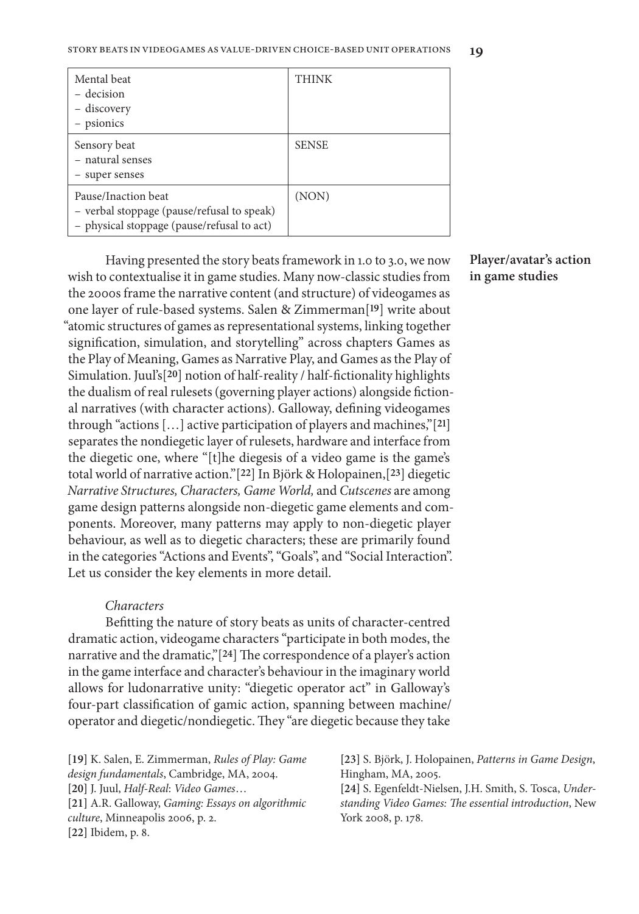| Mental beat<br>– decision<br>– discovery<br>– psionics | THINK |
|---|---|
| Sensory beat<br>– natural senses<br>– super senses | SENSE |
| Pause/Inaction beat<br>– verbal stoppage (pause/refusal to speak)<br>– physical stoppage (pause/refusal to act) | (NON) |

## Player/avatar's action in game studies

Having presented the story beats framework in 1.0 to 3.0, we now wish to contextualise it in game studies. Many now-classic studies from the 2000s frame the narrative content (and structure) of videogames as one layer of rule-based systems. Salen & Zimmerman[19] write about "atomic structures of games as representational systems, linking together signification, simulation, and storytelling" across chapters Games as the Play of Meaning, Games as Narrative Play, and Games as the Play of Simulation. Juul's[20] notion of half-reality / half-fictionality highlights the dualism of real rulesets (governing player actions) alongside fictional narratives (with character actions). Galloway, defining videogames through "actions […] active participation of players and machines,"[21] separates the nondiegetic layer of rulesets, hardware and interface from the diegetic one, where "[t]he diegesis of a video game is the game's total world of narrative action."[22] In Björk & Holopainen,[23] diegetic *Narrative Structures, Characters, Game World,* and *Cutscenes* are among game design patterns alongside non-diegetic game elements and components. Moreover, many patterns may apply to non-diegetic player behaviour, as well as to diegetic characters; these are primarily found in the categories "Actions and Events", "Goals", and "Social Interaction". Let us consider the key elements in more detail.

### *Characters*

Befitting the nature of story beats as units of character-centred dramatic action, videogame characters "participate in both modes, the narrative and the dramatic,"[24] The correspondence of a player's action in the game interface and character's behaviour in the imaginary world allows for ludonarrative unity: "diegetic operator act" in Galloway's four-part classification of gamic action, spanning between machine/operator and diegetic/nondiegetic. They "are diegetic because they take

[19] K. Salen, E. Zimmerman, *Rules of Play: Game design fundamentals*, Cambridge, MA, 2004.
[20] J. Juul, *Half-Real*: *Video Games*…
[21] A.R. Galloway, *Gaming: Essays on algorithmic culture*, Minneapolis 2006, p. 2.
[22] Ibidem, p. 8.
[23] S. Björk, J. Holopainen, *Patterns in Game Design*, Hingham, MA, 2005.
[24] S. Egenfeldt-Nielsen, J.H. Smith, S. Tosca, *Understanding Video Games: The essential introduction*, New York 2008, p. 178.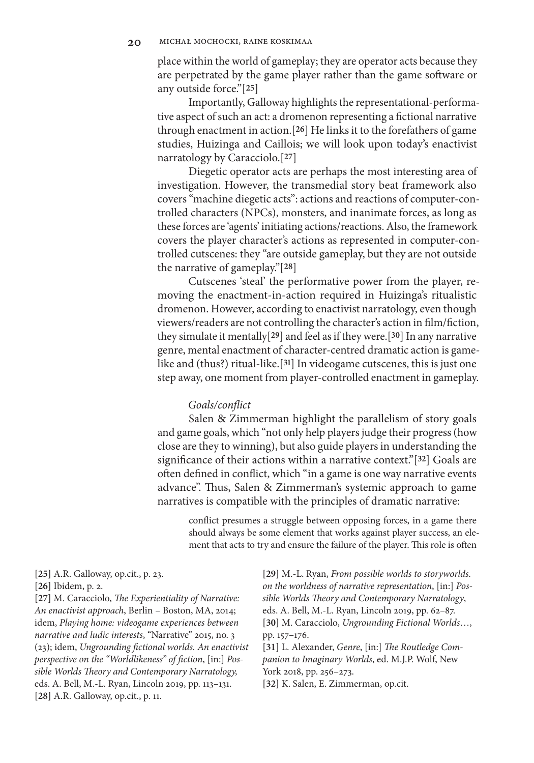place within the world of gameplay; they are operator acts because they are perpetrated by the game player rather than the game software or any outside force."[25]

Importantly, Galloway highlights the representational-performative aspect of such an act: a dromenon representing a fictional narrative through enactment in action.[26] He links it to the forefathers of game studies, Huizinga and Caillois; we will look upon today's enactivist narratology by Caracciolo.[27]

Diegetic operator acts are perhaps the most interesting area of investigation. However, the transmedial story beat framework also covers "machine diegetic acts": actions and reactions of computer-controlled characters (NPCs), monsters, and inanimate forces, as long as these forces are 'agents' initiating actions/reactions. Also, the framework covers the player character's actions as represented in computer-controlled cutscenes: they "are outside gameplay, but they are not outside the narrative of gameplay."[28]

Cutscenes 'steal' the performative power from the player, removing the enactment-in-action required in Huizinga's ritualistic dromenon. However, according to enactivist narratology, even though viewers/readers are not controlling the character's action in film/fiction, they simulate it mentally[29] and feel as if they were.[30] In any narrative genre, mental enactment of character-centred dramatic action is game-like and (thus?) ritual-like.[31] In videogame cutscenes, this is just one step away, one moment from player-controlled enactment in gameplay.

*Goals/conflict*

Salen & Zimmerman highlight the parallelism of story goals and game goals, which "not only help players judge their progress (how close are they to winning), but also guide players in understanding the significance of their actions within a narrative context."[32] Goals are often defined in conflict, which "in a game is one way narrative events advance". Thus, Salen & Zimmerman's systemic approach to game narratives is compatible with the principles of dramatic narrative:

> conflict presumes a struggle between opposing forces, in a game there should always be some element that works against player success, an element that acts to try and ensure the failure of the player. This role is often

[25] A.R. Galloway, op.cit., p. 23.

[26] Ibidem, p. 2.

[27] M. Caracciolo, *The Experientiality of Narrative: An enactivist approach*, Berlin – Boston, MA, 2014; idem, *Playing home: videogame experiences between narrative and ludic interests*, "Narrative" 2015, no. 3 (23); idem, *Ungrounding fictional worlds. An enactivist perspective on the "Worldlikeness" of fiction*, [in:] *Possible Worlds Theory and Contemporary Narratology,* eds. A. Bell, M.-L. Ryan, Lincoln 2019, pp. 113–131.

[28] A.R. Galloway, op.cit., p. 11.

[29] M.-L. Ryan, *From possible worlds to storyworlds. on the worldness of narrative representation*, [in:] *Possible Worlds Theory and Contemporary Narratology*, eds. A. Bell, M.-L. Ryan, Lincoln 2019, pp. 62–87.

[30] M. Caracciolo, *Ungrounding Fictional Worlds*…, pp. 157–176.

[31] L. Alexander, *Genre*, [in:] *The Routledge Companion to Imaginary Worlds*, ed. M.J.P. Wolf, New York 2018, pp. 256–273.

[32] K. Salen, E. Zimmerman, op.cit.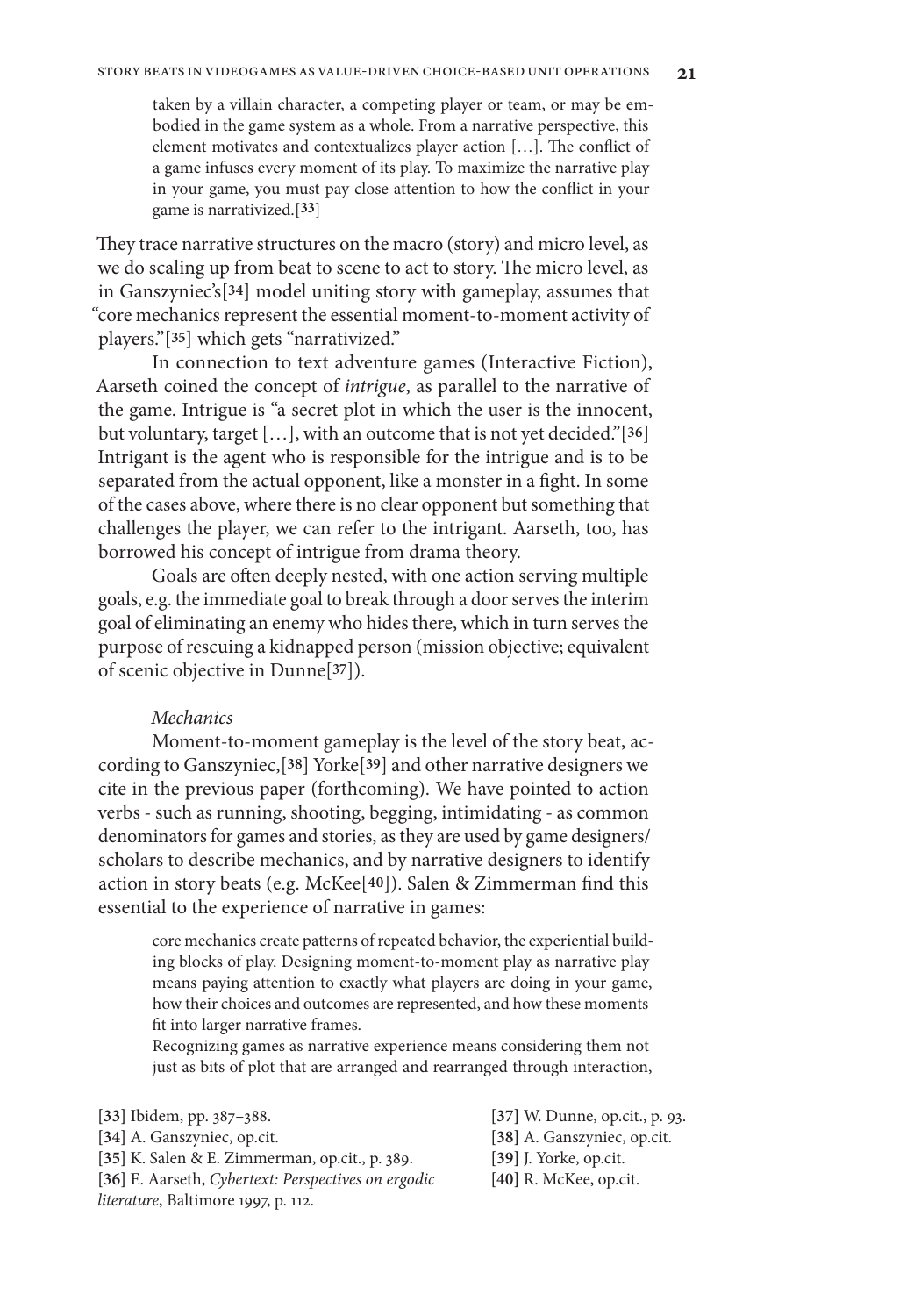> taken by a villain character, a competing player or team, or may be embodied in the game system as a whole. From a narrative perspective, this element motivates and contextualizes player action […]. The conflict of a game infuses every moment of its play. To maximize the narrative play in your game, you must pay close attention to how the conflict in your game is narrativized.[33]

They trace narrative structures on the macro (story) and micro level, as we do scaling up from beat to scene to act to story. The micro level, as in Ganszyniec's[34] model uniting story with gameplay, assumes that "core mechanics represent the essential moment-to-moment activity of players."[35] which gets "narrativized."

In connection to text adventure games (Interactive Fiction), Aarseth coined the concept of *intrigue*, as parallel to the narrative of the game. Intrigue is "a secret plot in which the user is the innocent, but voluntary, target […], with an outcome that is not yet decided."[36] Intrigant is the agent who is responsible for the intrigue and is to be separated from the actual opponent, like a monster in a fight. In some of the cases above, where there is no clear opponent but something that challenges the player, we can refer to the intrigant. Aarseth, too, has borrowed his concept of intrigue from drama theory.

Goals are often deeply nested, with one action serving multiple goals, e.g. the immediate goal to break through a door serves the interim goal of eliminating an enemy who hides there, which in turn serves the purpose of rescuing a kidnapped person (mission objective; equivalent of scenic objective in Dunne[37]).

*Mechanics*

Moment-to-moment gameplay is the level of the story beat, according to Ganszyniec,[38] Yorke[39] and other narrative designers we cite in the previous paper (forthcoming). We have pointed to action verbs - such as running, shooting, begging, intimidating - as common denominators for games and stories, as they are used by game designers/scholars to describe mechanics, and by narrative designers to identify action in story beats (e.g. McKee[40]). Salen & Zimmerman find this essential to the experience of narrative in games:

> core mechanics create patterns of repeated behavior, the experiential building blocks of play. Designing moment-to-moment play as narrative play means paying attention to exactly what players are doing in your game, how their choices and outcomes are represented, and how these moments fit into larger narrative frames.
>
> Recognizing games as narrative experience means considering them not just as bits of plot that are arranged and rearranged through interaction,

[33] Ibidem, pp. 387–388.
[34] A. Ganszyniec, op.cit.
[35] K. Salen & E. Zimmerman, op.cit., p. 389.
[36] E. Aarseth, *Cybertext: Perspectives on ergodic literature*, Baltimore 1997, p. 112.
[37] W. Dunne, op.cit., p. 93.
[38] A. Ganszyniec, op.cit.
[39] J. Yorke, op.cit.
[40] R. McKee, op.cit.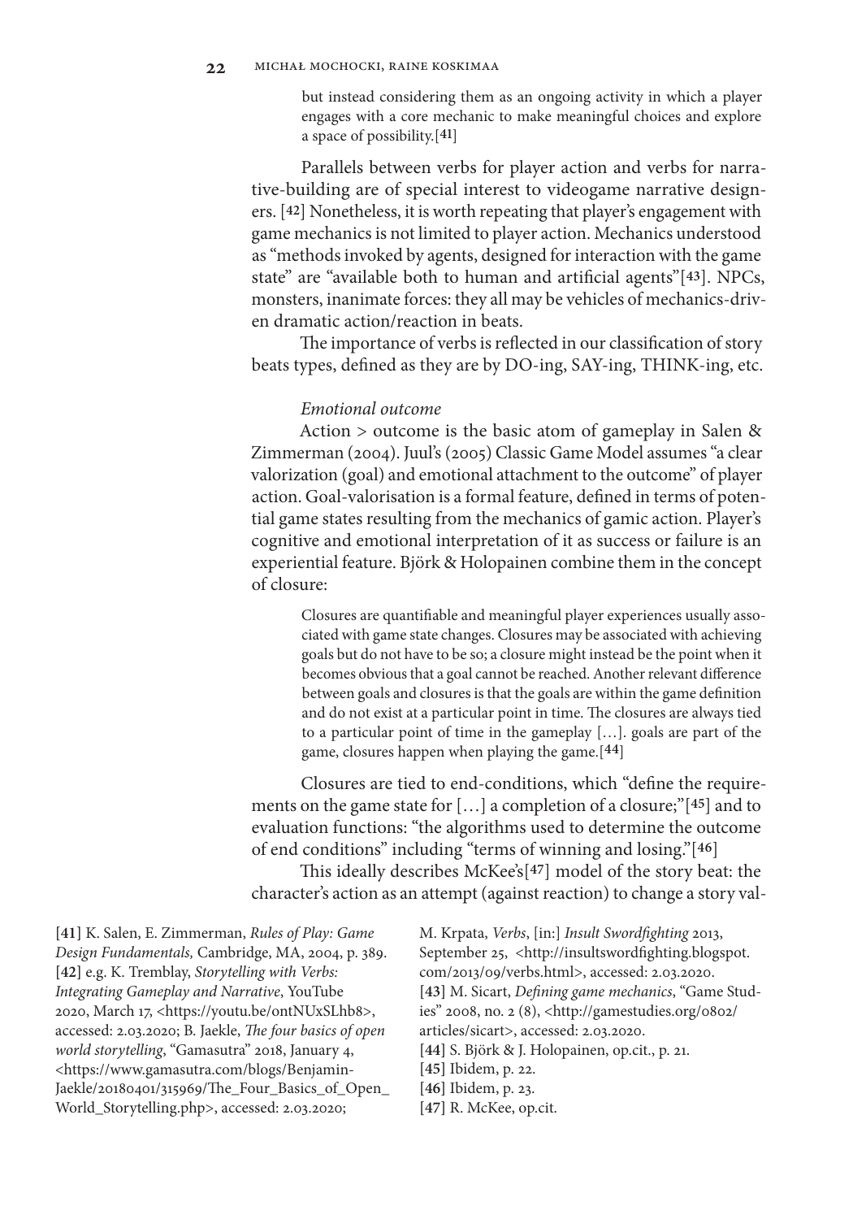> but instead considering them as an ongoing activity in which a player engages with a core mechanic to make meaningful choices and explore a space of possibility.[41]

Parallels between verbs for player action and verbs for narrative-building are of special interest to videogame narrative designers. [42] Nonetheless, it is worth repeating that player's engagement with game mechanics is not limited to player action. Mechanics understood as "methods invoked by agents, designed for interaction with the game state" are "available both to human and artificial agents"[43]. NPCs, monsters, inanimate forces: they all may be vehicles of mechanics-driven dramatic action/reaction in beats.

The importance of verbs is reflected in our classification of story beats types, defined as they are by DO-ing, SAY-ing, THINK-ing, etc.

*Emotional outcome*

Action > outcome is the basic atom of gameplay in Salen & Zimmerman (2004). Juul's (2005) Classic Game Model assumes "a clear valorization (goal) and emotional attachment to the outcome" of player action. Goal-valorisation is a formal feature, defined in terms of potential game states resulting from the mechanics of gamic action. Player's cognitive and emotional interpretation of it as success or failure is an experiential feature. Björk & Holopainen combine them in the concept of closure:

> Closures are quantifiable and meaningful player experiences usually associated with game state changes. Closures may be associated with achieving goals but do not have to be so; a closure might instead be the point when it becomes obvious that a goal cannot be reached. Another relevant difference between goals and closures is that the goals are within the game definition and do not exist at a particular point in time. The closures are always tied to a particular point of time in the gameplay […]. goals are part of the game, closures happen when playing the game.[44]

Closures are tied to end-conditions, which "define the requirements on the game state for […] a completion of a closure;"[45] and to evaluation functions: "the algorithms used to determine the outcome of end conditions" including "terms of winning and losing."[46]

This ideally describes McKee's[47] model of the story beat: the character's action as an attempt (against reaction) to change a story val-

[41] K. Salen, E. Zimmerman, *Rules of Play: Game Design Fundamentals,* Cambridge, MA, 2004, p. 389.
[42] e.g. K. Tremblay, *Storytelling with Verbs: Integrating Gameplay and Narrative*, YouTube 2020, March 17, <https://youtu.be/ontNUxSLhb8>, accessed: 2.03.2020; B. Jaekle, *The four basics of open world storytelling*, "Gamasutra" 2018, January 4, <https://www.gamasutra.com/blogs/Benjamin-Jaekle/20180401/315969/The_Four_Basics_of_Open_World_Storytelling.php>, accessed: 2.03.2020; M. Krpata, *Verbs*, [in:] *Insult Swordfighting* 2013, September 25, <http://insultswordfighting.blogspot.com/2013/09/verbs.html>, accessed: 2.03.2020.
[43] M. Sicart, *Defining game mechanics*, "Game Studies" 2008, no. 2 (8), <http://gamestudies.org/0802/articles/sicart>, accessed: 2.03.2020.
[44] S. Björk & J. Holopainen, op.cit., p. 21.
[45] Ibidem, p. 22.
[46] Ibidem, p. 23.
[47] R. McKee, op.cit.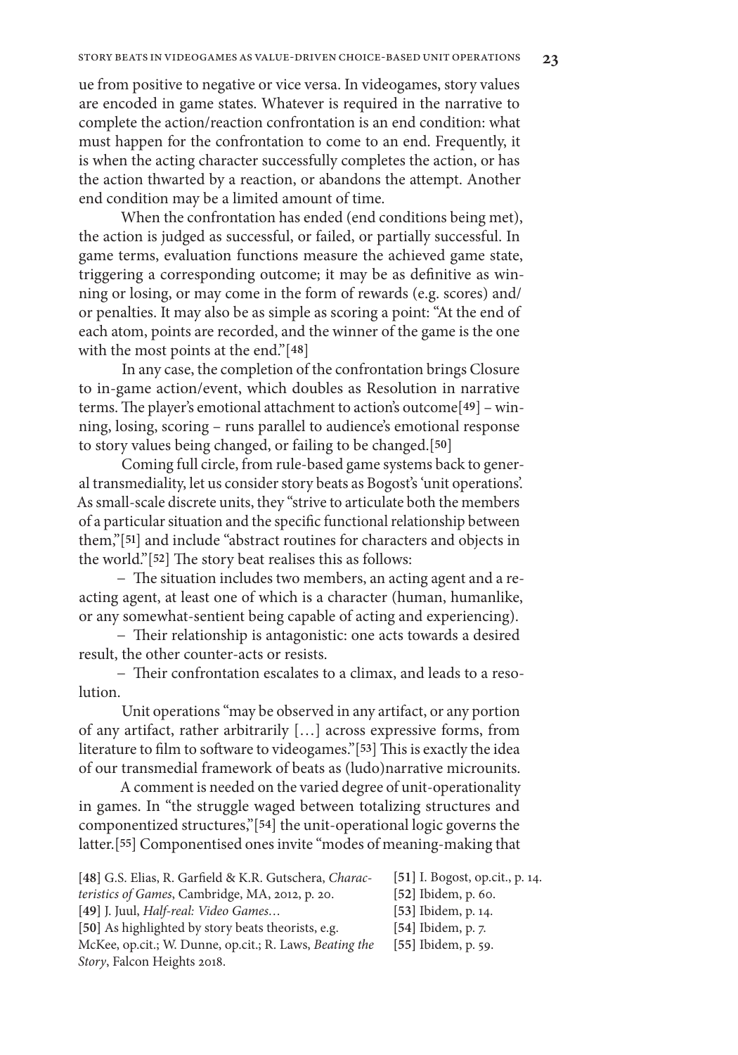ue from positive to negative or vice versa. In videogames, story values are encoded in game states. Whatever is required in the narrative to complete the action/reaction confrontation is an end condition: what must happen for the confrontation to come to an end. Frequently, it is when the acting character successfully completes the action, or has the action thwarted by a reaction, or abandons the attempt. Another end condition may be a limited amount of time.

When the confrontation has ended (end conditions being met), the action is judged as successful, or failed, or partially successful. In game terms, evaluation functions measure the achieved game state, triggering a corresponding outcome; it may be as definitive as winning or losing, or may come in the form of rewards (e.g. scores) and/or penalties. It may also be as simple as scoring a point: "At the end of each atom, points are recorded, and the winner of the game is the one with the most points at the end."[48]

In any case, the completion of the confrontation brings Closure to in-game action/event, which doubles as Resolution in narrative terms. The player's emotional attachment to action's outcome[49] – winning, losing, scoring – runs parallel to audience's emotional response to story values being changed, or failing to be changed.[50]

Coming full circle, from rule-based game systems back to general transmediality, let us consider story beats as Bogost's 'unit operations'. As small-scale discrete units, they "strive to articulate both the members of a particular situation and the specific functional relationship between them,"[51] and include "abstract routines for characters and objects in the world."[52] The story beat realises this as follows:

– The situation includes two members, an acting agent and a reacting agent, at least one of which is a character (human, humanlike, or any somewhat-sentient being capable of acting and experiencing).

– Their relationship is antagonistic: one acts towards a desired result, the other counter-acts or resists.

– Their confrontation escalates to a climax, and leads to a resolution.

Unit operations "may be observed in any artifact, or any portion of any artifact, rather arbitrarily […] across expressive forms, from literature to film to software to videogames."[53] This is exactly the idea of our transmedial framework of beats as (ludo)narrative microunits.

A comment is needed on the varied degree of unit-operationality in games. In "the struggle waged between totalizing structures and componentized structures,"[54] the unit-operational logic governs the latter.[55] Componentised ones invite "modes of meaning-making that

[48] G.S. Elias, R. Garfield & K.R. Gutschera, *Characteristics of Games*, Cambridge, MA, 2012, p. 20.
[49] J. Juul, *Half-real: Video Games…*
[50] As highlighted by story beats theorists, e.g. McKee, op.cit.; W. Dunne, op.cit.; R. Laws, *Beating the Story*, Falcon Heights 2018.
[51] I. Bogost, op.cit., p. 14.
[52] Ibidem, p. 60.
[53] Ibidem, p. 14.
[54] Ibidem, p. 7.
[55] Ibidem, p. 59.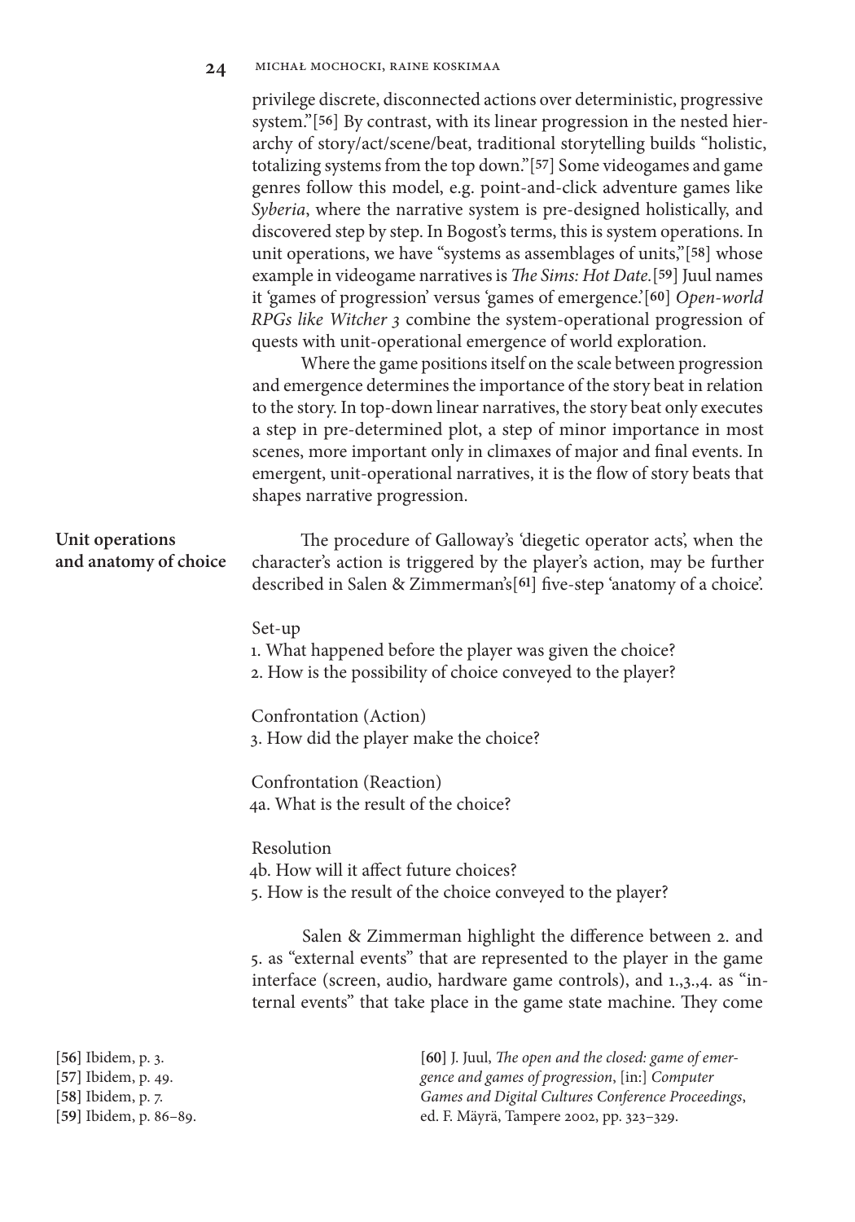privilege discrete, disconnected actions over deterministic, progressive system."[56] By contrast, with its linear progression in the nested hierarchy of story/act/scene/beat, traditional storytelling builds "holistic, totalizing systems from the top down."[57] Some videogames and game genres follow this model, e.g. point-and-click adventure games like *Syberia*, where the narrative system is pre-designed holistically, and discovered step by step. In Bogost's terms, this is system operations. In unit operations, we have "systems as assemblages of units,"[58] whose example in videogame narratives is *The Sims: Hot Date.*[59] Juul names it 'games of progression' versus 'games of emergence.'[60] *Open-world RPGs like Witcher 3* combine the system-operational progression of quests with unit-operational emergence of world exploration.

Where the game positions itself on the scale between progression and emergence determines the importance of the story beat in relation to the story. In top-down linear narratives, the story beat only executes a step in pre-determined plot, a step of minor importance in most scenes, more important only in climaxes of major and final events. In emergent, unit-operational narratives, it is the flow of story beats that shapes narrative progression.

## Unit operations and anatomy of choice

The procedure of Galloway's 'diegetic operator acts', when the character's action is triggered by the player's action, may be further described in Salen & Zimmerman's[61] five-step 'anatomy of a choice'.

Set-up

1. What happened before the player was given the choice?
2. How is the possibility of choice conveyed to the player?

Confrontation (Action)

3. How did the player make the choice?

Confrontation (Reaction)

4a. What is the result of the choice?

Resolution

4b. How will it affect future choices?

5. How is the result of the choice conveyed to the player?

Salen & Zimmerman highlight the difference between 2. and 5. as "external events" that are represented to the player in the game interface (screen, audio, hardware game controls), and 1.,3.,4. as "internal events" that take place in the game state machine. They come

[56] Ibidem, p. 3.

[57] Ibidem, p. 49.

[58] Ibidem, p. 7.

[59] Ibidem, p. 86–89.

[60] J. Juul, *The open and the closed: game of emergence and games of progression*, [in:] *Computer Games and Digital Cultures Conference Proceedings*, ed. F. Mäyrä, Tampere 2002, pp. 323–329.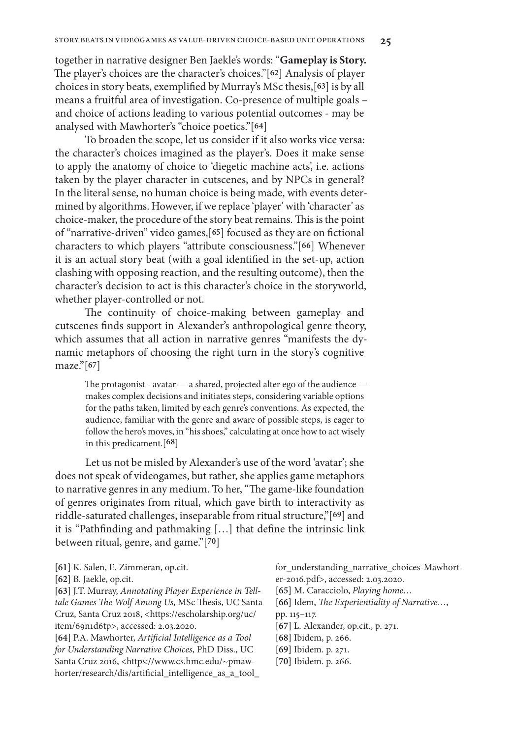together in narrative designer Ben Jaekle's words: "**Gameplay is Story.** The player's choices are the character's choices."[62] Analysis of player choices in story beats, exemplified by Murray's MSc thesis,[63] is by all means a fruitful area of investigation. Co-presence of multiple goals – and choice of actions leading to various potential outcomes - may be analysed with Mawhorter's "choice poetics."[64]

To broaden the scope, let us consider if it also works vice versa: the character's choices imagined as the player's. Does it make sense to apply the anatomy of choice to 'diegetic machine acts', i.e. actions taken by the player character in cutscenes, and by NPCs in general? In the literal sense, no human choice is being made, with events determined by algorithms. However, if we replace 'player' with 'character' as choice-maker, the procedure of the story beat remains. This is the point of "narrative-driven" video games,[65] focused as they are on fictional characters to which players "attribute consciousness."[66] Whenever it is an actual story beat (with a goal identified in the set-up, action clashing with opposing reaction, and the resulting outcome), then the character's decision to act is this character's choice in the storyworld, whether player-controlled or not.

The continuity of choice-making between gameplay and cutscenes finds support in Alexander's anthropological genre theory, which assumes that all action in narrative genres "manifests the dynamic metaphors of choosing the right turn in the story's cognitive maze."[67]

> The protagonist - avatar — a shared, projected alter ego of the audience — makes complex decisions and initiates steps, considering variable options for the paths taken, limited by each genre's conventions. As expected, the audience, familiar with the genre and aware of possible steps, is eager to follow the hero's moves, in "his shoes," calculating at once how to act wisely in this predicament.[68]

Let us not be misled by Alexander's use of the word 'avatar'; she does not speak of videogames, but rather, she applies game metaphors to narrative genres in any medium. To her, "The game-like foundation of genres originates from ritual, which gave birth to interactivity as riddle-saturated challenges, inseparable from ritual structure,"[69] and it is "Pathfinding and pathmaking […] that define the intrinsic link between ritual, genre, and game."[70]

[61] K. Salen, E. Zimmeran, op.cit.

[62] B. Jaekle, op.cit.

[63] J.T. Murray, *Annotating Player Experience in Telltale Games The Wolf Among Us*, MSc Thesis, UC Santa Cruz, Santa Cruz 2018, <https://escholarship.org/uc/item/69n1d6tp>, accessed: 2.03.2020.

[64] P.A. Mawhorter, *Artificial Intelligence as a Tool for Understanding Narrative Choices*, PhD Diss., UC Santa Cruz 2016, <https://www.cs.hmc.edu/~pmawhorter/research/dis/artificial_intelligence_as_a_tool_for_understanding_narrative_choices-Mawhorter-2016.pdf>, accessed: 2.03.2020.

[65] M. Caracciolo, *Playing home…*

[66] Idem, *The Experientiality of Narrative…*, pp. 115–117.

[67] L. Alexander, op.cit., p. 271.

[68] Ibidem, p. 266.

[69] Ibidem. p. 271.

[70] Ibidem. p. 266.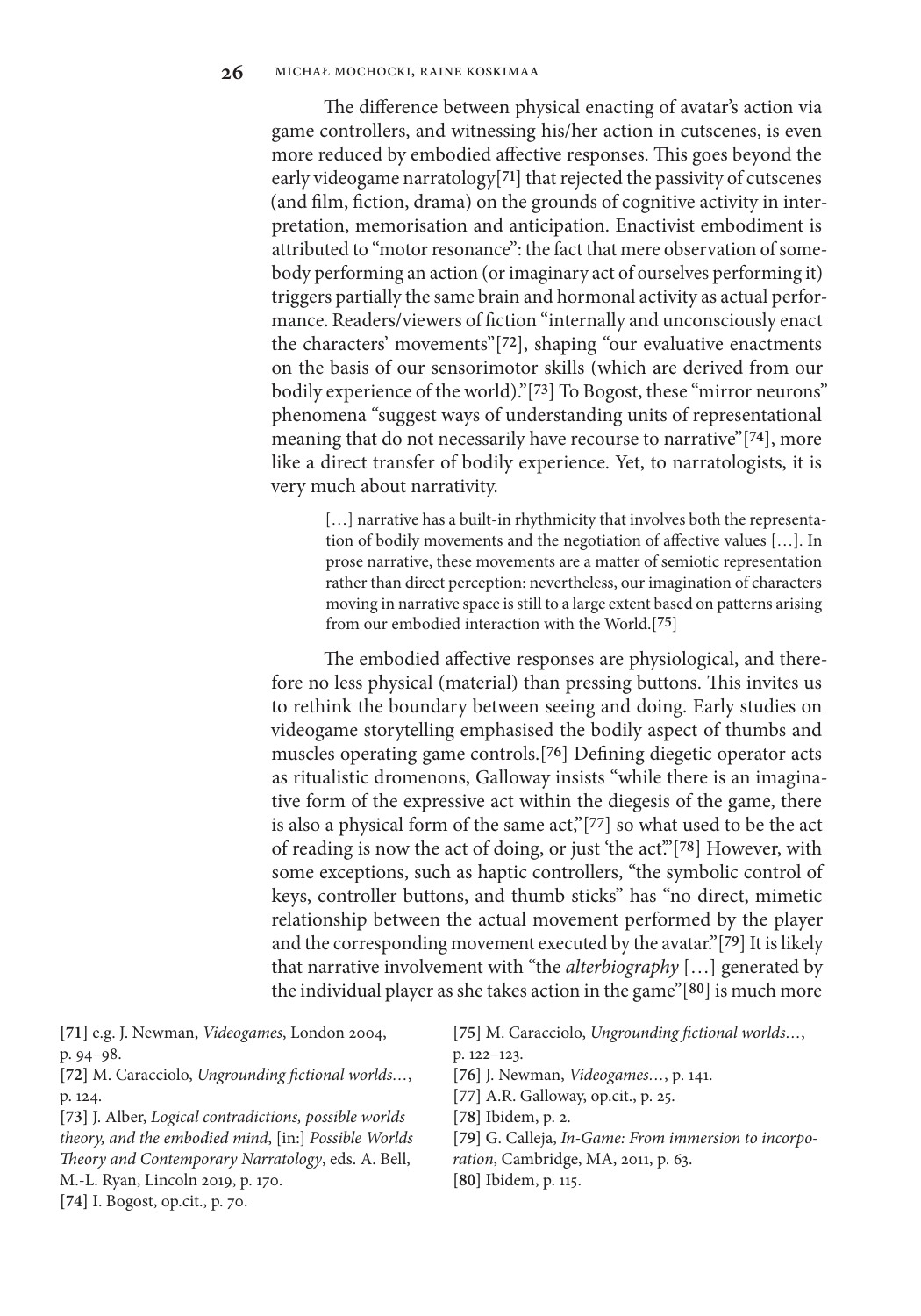The difference between physical enacting of avatar's action via game controllers, and witnessing his/her action in cutscenes, is even more reduced by embodied affective responses. This goes beyond the early videogame narratology[71] that rejected the passivity of cutscenes (and film, fiction, drama) on the grounds of cognitive activity in interpretation, memorisation and anticipation. Enactivist embodiment is attributed to "motor resonance": the fact that mere observation of somebody performing an action (or imaginary act of ourselves performing it) triggers partially the same brain and hormonal activity as actual performance. Readers/viewers of fiction "internally and unconsciously enact the characters' movements"[72], shaping "our evaluative enactments on the basis of our sensorimotor skills (which are derived from our bodily experience of the world)."[73] To Bogost, these "mirror neurons" phenomena "suggest ways of understanding units of representational meaning that do not necessarily have recourse to narrative"[74], more like a direct transfer of bodily experience. Yet, to narratologists, it is very much about narrativity.

> […] narrative has a built-in rhythmicity that involves both the representation of bodily movements and the negotiation of affective values […]. In prose narrative, these movements are a matter of semiotic representation rather than direct perception: nevertheless, our imagination of characters moving in narrative space is still to a large extent based on patterns arising from our embodied interaction with the World.[75]

The embodied affective responses are physiological, and therefore no less physical (material) than pressing buttons. This invites us to rethink the boundary between seeing and doing. Early studies on videogame storytelling emphasised the bodily aspect of thumbs and muscles operating game controls.[76] Defining diegetic operator acts as ritualistic dromenons, Galloway insists "while there is an imaginative form of the expressive act within the diegesis of the game, there is also a physical form of the same act,"[77] so what used to be the act of reading is now the act of doing, or just 'the act'."[78] However, with some exceptions, such as haptic controllers, "the symbolic control of keys, controller buttons, and thumb sticks" has "no direct, mimetic relationship between the actual movement performed by the player and the corresponding movement executed by the avatar."[79] It is likely that narrative involvement with "the *alterbiography* […] generated by the individual player as she takes action in the game"[80] is much more

[71] e.g. J. Newman, *Videogames*, London 2004, p. 94–98.

[72] M. Caracciolo, *Ungrounding fictional worlds…*, p. 124.

[73] J. Alber, *Logical contradictions, possible worlds theory, and the embodied mind*, [in:] *Possible Worlds Theory and Contemporary Narratology*, eds. A. Bell, M.-L. Ryan, Lincoln 2019, p. 170.

[74] I. Bogost, op.cit., p. 70.

[75] M. Caracciolo, *Ungrounding fictional worlds…*, p. 122–123.

[76] J. Newman, *Videogames…*, p. 141.

[77] A.R. Galloway, op.cit., p. 25.

[78] Ibidem, p. 2.

[79] G. Calleja, *In-Game: From immersion to incorporation*, Cambridge, MA, 2011, p. 63.

[80] Ibidem, p. 115.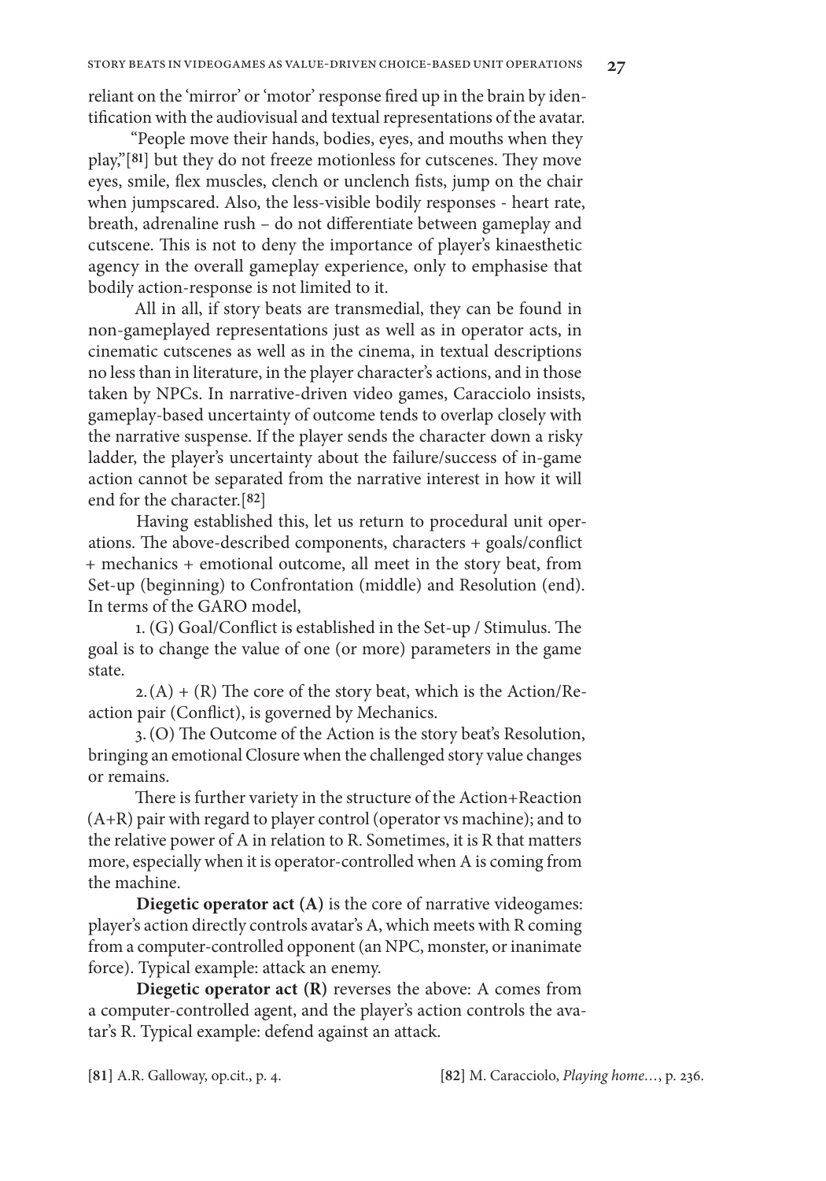reliant on the 'mirror' or 'motor' response fired up in the brain by identification with the audiovisual and textual representations of the avatar.

"People move their hands, bodies, eyes, and mouths when they play,"[81] but they do not freeze motionless for cutscenes. They move eyes, smile, flex muscles, clench or unclench fists, jump on the chair when jumpscared. Also, the less-visible bodily responses - heart rate, breath, adrenaline rush – do not differentiate between gameplay and cutscene. This is not to deny the importance of player's kinaesthetic agency in the overall gameplay experience, only to emphasise that bodily action-response is not limited to it.

All in all, if story beats are transmedial, they can be found in non-gameplayed representations just as well as in operator acts, in cinematic cutscenes as well as in the cinema, in textual descriptions no less than in literature, in the player character's actions, and in those taken by NPCs. In narrative-driven video games, Caracciolo insists, gameplay-based uncertainty of outcome tends to overlap closely with the narrative suspense. If the player sends the character down a risky ladder, the player's uncertainty about the failure/success of in-game action cannot be separated from the narrative interest in how it will end for the character.[82]

Having established this, let us return to procedural unit operations. The above-described components, characters + goals/conflict + mechanics + emotional outcome, all meet in the story beat, from Set-up (beginning) to Confrontation (middle) and Resolution (end). In terms of the GARO model,

1. (G) Goal/Conflict is established in the Set-up / Stimulus. The goal is to change the value of one (or more) parameters in the game state.

2. (A) + (R) The core of the story beat, which is the Action/Reaction pair (Conflict), is governed by Mechanics.

3. (O) The Outcome of the Action is the story beat's Resolution, bringing an emotional Closure when the challenged story value changes or remains.

There is further variety in the structure of the Action+Reaction (A+R) pair with regard to player control (operator vs machine); and to the relative power of A in relation to R. Sometimes, it is R that matters more, especially when it is operator-controlled when A is coming from the machine.

**Diegetic operator act (A)** is the core of narrative videogames: player's action directly controls avatar's A, which meets with R coming from a computer-controlled opponent (an NPC, monster, or inanimate force). Typical example: attack an enemy.

**Diegetic operator act (R)** reverses the above: A comes from a computer-controlled agent, and the player's action controls the avatar's R. Typical example: defend against an attack.

[81] A.R. Galloway, op.cit., p. 4.

[82] M. Caracciolo, *Playing home…*, p. 236.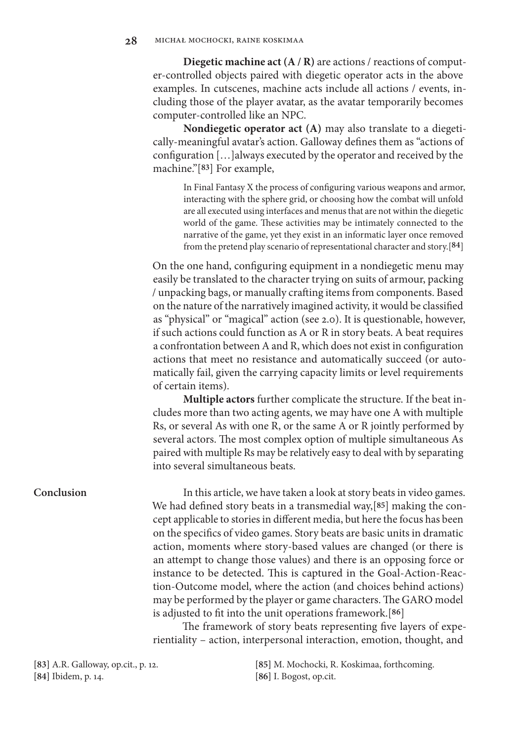**Diegetic machine act (A / R)** are actions / reactions of computer-controlled objects paired with diegetic operator acts in the above examples. In cutscenes, machine acts include all actions / events, including those of the player avatar, as the avatar temporarily becomes computer-controlled like an NPC.

**Nondiegetic operator act (A)** may also translate to a diegetically-meaningful avatar's action. Galloway defines them as "actions of configuration […]always executed by the operator and received by the machine."[83] For example,

> In Final Fantasy X the process of configuring various weapons and armor, interacting with the sphere grid, or choosing how the combat will unfold are all executed using interfaces and menus that are not within the diegetic world of the game. These activities may be intimately connected to the narrative of the game, yet they exist in an informatic layer once removed from the pretend play scenario of representational character and story.[84]

On the one hand, configuring equipment in a nondiegetic menu may easily be translated to the character trying on suits of armour, packing / unpacking bags, or manually crafting items from components. Based on the nature of the narratively imagined activity, it would be classified as "physical" or "magical" action (see 2.0). It is questionable, however, if such actions could function as A or R in story beats. A beat requires a confrontation between A and R, which does not exist in configuration actions that meet no resistance and automatically succeed (or automatically fail, given the carrying capacity limits or level requirements of certain items).

**Multiple actors** further complicate the structure. If the beat includes more than two acting agents, we may have one A with multiple Rs, or several As with one R, or the same A or R jointly performed by several actors. The most complex option of multiple simultaneous As paired with multiple Rs may be relatively easy to deal with by separating into several simultaneous beats.

## Conclusion

In this article, we have taken a look at story beats in video games. We had defined story beats in a transmedial way,[85] making the concept applicable to stories in different media, but here the focus has been on the specifics of video games. Story beats are basic units in dramatic action, moments where story-based values are changed (or there is an attempt to change those values) and there is an opposing force or instance to be detected. This is captured in the Goal-Action-Reaction-Outcome model, where the action (and choices behind actions) may be performed by the player or game characters. The GARO model is adjusted to fit into the unit operations framework.[86]

The framework of story beats representing five layers of experientiality – action, interpersonal interaction, emotion, thought, and

[83] A.R. Galloway, op.cit., p. 12.
[84] Ibidem, p. 14.
[85] M. Mochocki, R. Koskimaa, forthcoming.
[86] I. Bogost, op.cit.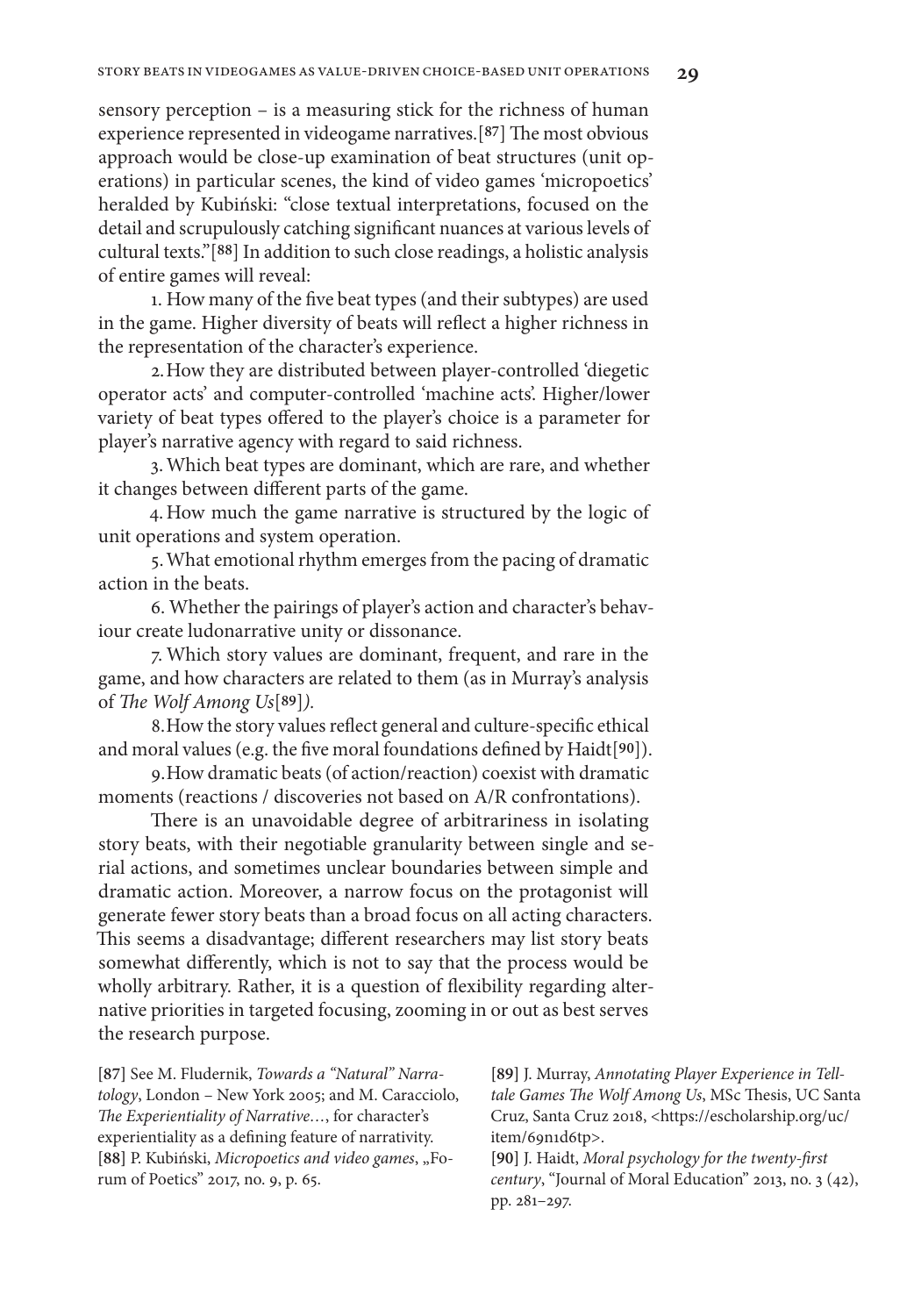sensory perception – is a measuring stick for the richness of human experience represented in videogame narratives.[87] The most obvious approach would be close-up examination of beat structures (unit operations) in particular scenes, the kind of video games 'micropoetics' heralded by Kubiński: "close textual interpretations, focused on the detail and scrupulously catching significant nuances at various levels of cultural texts."[88] In addition to such close readings, a holistic analysis of entire games will reveal:

1. How many of the five beat types (and their subtypes) are used in the game. Higher diversity of beats will reflect a higher richness in the representation of the character's experience.

2. How they are distributed between player-controlled 'diegetic operator acts' and computer-controlled 'machine acts'. Higher/lower variety of beat types offered to the player's choice is a parameter for player's narrative agency with regard to said richness.

3. Which beat types are dominant, which are rare, and whether it changes between different parts of the game.

4. How much the game narrative is structured by the logic of unit operations and system operation.

5. What emotional rhythm emerges from the pacing of dramatic action in the beats.

6. Whether the pairings of player's action and character's behaviour create ludonarrative unity or dissonance.

7. Which story values are dominant, frequent, and rare in the game, and how characters are related to them (as in Murray's analysis of *The Wolf Among Us*[89]).

8. How the story values reflect general and culture-specific ethical and moral values (e.g. the five moral foundations defined by Haidt[90]).

9. How dramatic beats (of action/reaction) coexist with dramatic moments (reactions / discoveries not based on A/R confrontations).

There is an unavoidable degree of arbitrariness in isolating story beats, with their negotiable granularity between single and serial actions, and sometimes unclear boundaries between simple and dramatic action. Moreover, a narrow focus on the protagonist will generate fewer story beats than a broad focus on all acting characters. This seems a disadvantage; different researchers may list story beats somewhat differently, which is not to say that the process would be wholly arbitrary. Rather, it is a question of flexibility regarding alternative priorities in targeted focusing, zooming in or out as best serves the research purpose.

[87] See M. Fludernik, *Towards a "Natural" Narratology*, London – New York 2005; and M. Caracciolo, *The Experientiality of Narrative…*, for character's experientiality as a defining feature of narrativity.

[88] P. Kubiński, *Micropoetics and video games*, „Forum of Poetics" 2017, no. 9, p. 65.

[89] J. Murray, *Annotating Player Experience in Telltale Games The Wolf Among Us*, MSc Thesis, UC Santa Cruz, Santa Cruz 2018, <https://escholarship.org/uc/item/69n1d6tp>.

[90] J. Haidt, *Moral psychology for the twenty-first century*, "Journal of Moral Education" 2013, no. 3 (42), pp. 281–297.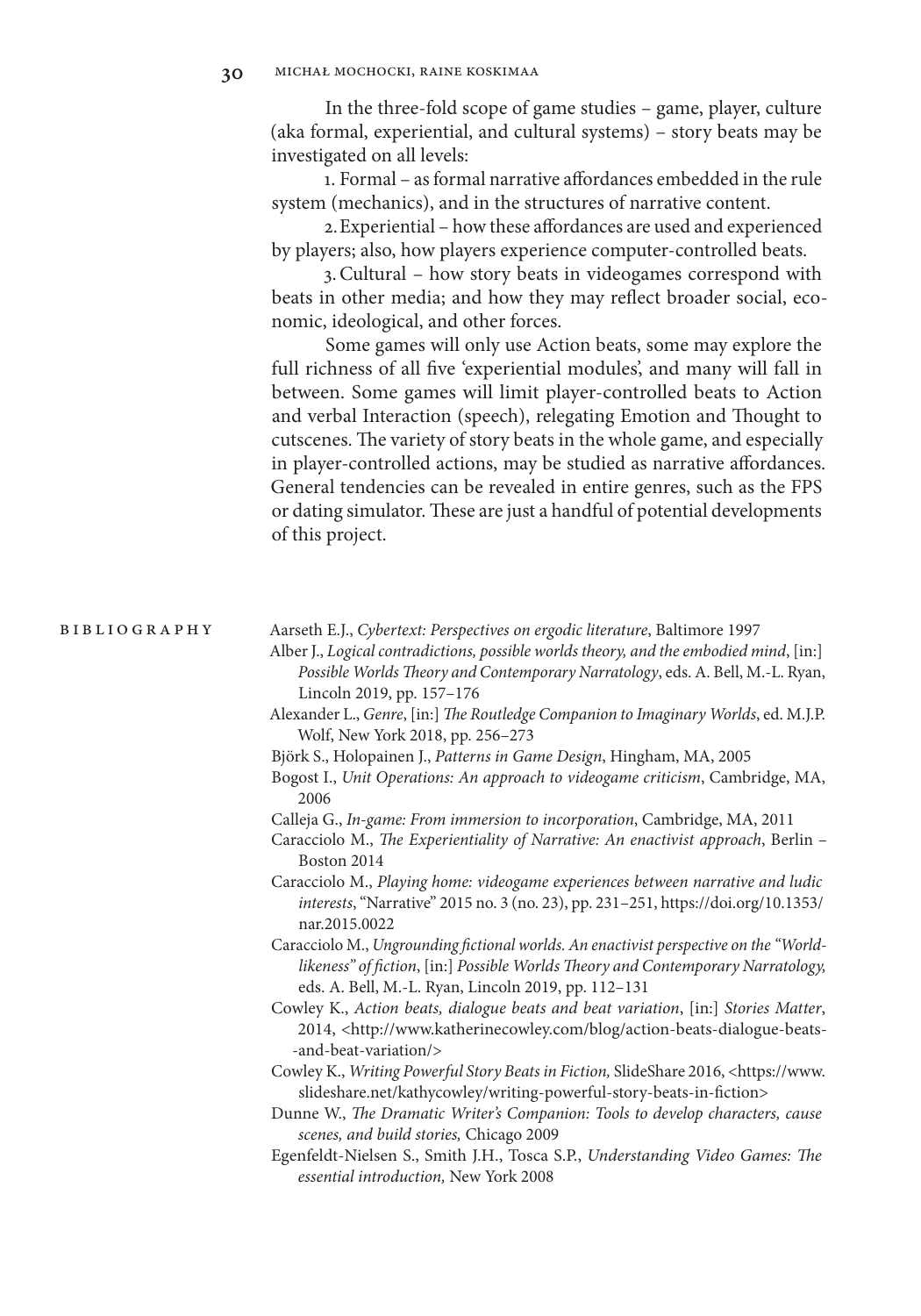In the three-fold scope of game studies – game, player, culture (aka formal, experiential, and cultural systems) – story beats may be investigated on all levels:

1. Formal – as formal narrative affordances embedded in the rule system (mechanics), and in the structures of narrative content.
2. Experiential – how these affordances are used and experienced by players; also, how players experience computer-controlled beats.
3. Cultural – how story beats in videogames correspond with beats in other media; and how they may reflect broader social, economic, ideological, and other forces.

Some games will only use Action beats, some may explore the full richness of all five 'experiential modules', and many will fall in between. Some games will limit player-controlled beats to Action and verbal Interaction (speech), relegating Emotion and Thought to cutscenes. The variety of story beats in the whole game, and especially in player-controlled actions, may be studied as narrative affordances. General tendencies can be revealed in entire genres, such as the FPS or dating simulator. These are just a handful of potential developments of this project.

## Bibliography

Aarseth E.J., *Cybertext: Perspectives on ergodic literature*, Baltimore 1997

Alber J., *Logical contradictions, possible worlds theory, and the embodied mind*, [in:] *Possible Worlds Theory and Contemporary Narratology*, eds. A. Bell, M.-L. Ryan, Lincoln 2019, pp. 157–176

Alexander L., *Genre*, [in:] *The Routledge Companion to Imaginary Worlds*, ed. M.J.P. Wolf, New York 2018, pp. 256–273

Björk S., Holopainen J., *Patterns in Game Design*, Hingham, MA, 2005

Bogost I., *Unit Operations: An approach to videogame criticism*, Cambridge, MA, 2006

Calleja G., *In-game: From immersion to incorporation*, Cambridge, MA, 2011

Caracciolo M., *The Experientiality of Narrative: An enactivist approach*, Berlin – Boston 2014

Caracciolo M., *Playing home: videogame experiences between narrative and ludic interests*, "Narrative" 2015 no. 3 (no. 23), pp. 231–251, https://doi.org/10.1353/nar.2015.0022

Caracciolo M., *Ungrounding fictional worlds. An enactivist perspective on the "World-likeness" of fiction*, [in:] *Possible Worlds Theory and Contemporary Narratology,* eds. A. Bell, M.-L. Ryan, Lincoln 2019, pp. 112–131

Cowley K., *Action beats, dialogue beats and beat variation*, [in:] *Stories Matter*, 2014, <http://www.katherinecowley.com/blog/action-beats-dialogue-beats-and-beat-variation/>

Cowley K., *Writing Powerful Story Beats in Fiction,* SlideShare 2016, <https://www.slideshare.net/kathycowley/writing-powerful-story-beats-in-fiction>

Dunne W., *The Dramatic Writer's Companion: Tools to develop characters, cause scenes, and build stories,* Chicago 2009

Egenfeldt-Nielsen S., Smith J.H., Tosca S.P., *Understanding Video Games: The essential introduction,* New York 2008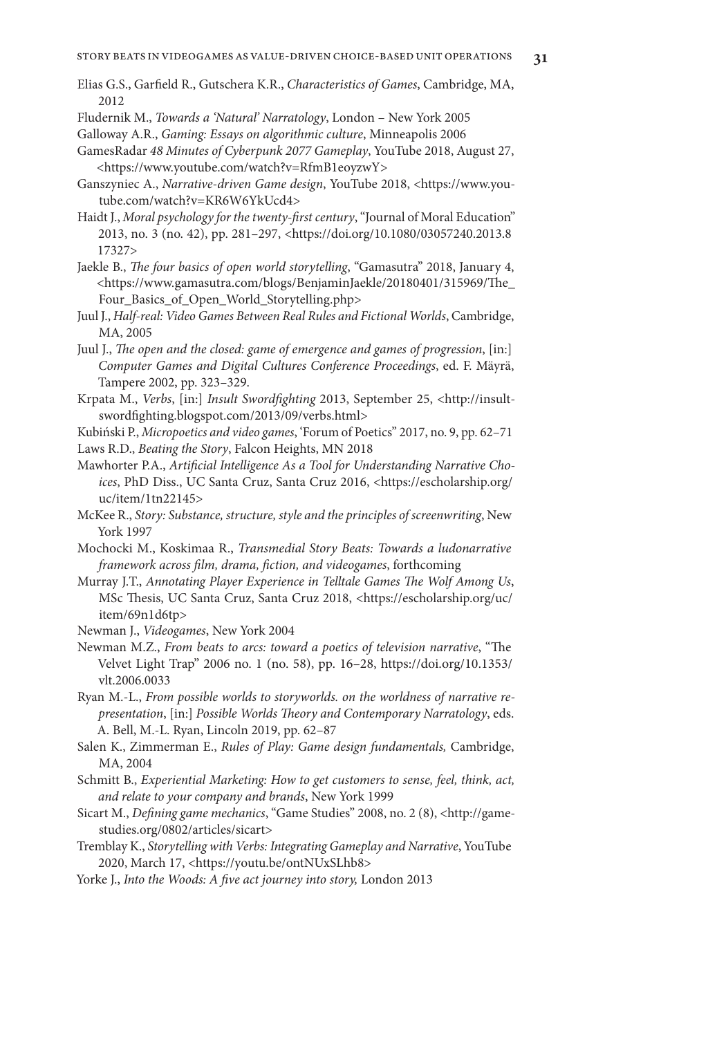Elias G.S., Garfield R., Gutschera K.R., *Characteristics of Games*, Cambridge, MA, 2012

Fludernik M., *Towards a 'Natural' Narratology*, London – New York 2005

Galloway A.R., *Gaming: Essays on algorithmic culture*, Minneapolis 2006

GamesRadar *48 Minutes of Cyberpunk 2077 Gameplay*, YouTube 2018, August 27, <https://www.youtube.com/watch?v=RfmB1eoyzwY>

Ganszyniec A., *Narrative-driven Game design*, YouTube 2018, <https://www.youtube.com/watch?v=KR6W6YkUcd4>

Haidt J., *Moral psychology for the twenty-first century*, "Journal of Moral Education" 2013, no. 3 (no. 42), pp. 281–297, <https://doi.org/10.1080/03057240.2013.817327>

Jaekle B., *The four basics of open world storytelling*, "Gamasutra" 2018, January 4, <https://www.gamasutra.com/blogs/BenjaminJaekle/20180401/315969/The_Four_Basics_of_Open_World_Storytelling.php>

Juul J., *Half-real: Video Games Between Real Rules and Fictional Worlds*, Cambridge, MA, 2005

Juul J., *The open and the closed: game of emergence and games of progression*, [in:] *Computer Games and Digital Cultures Conference Proceedings*, ed. F. Mäyrä, Tampere 2002, pp. 323–329.

Krpata M., *Verbs*, [in:] *Insult Swordfighting* 2013, September 25, <http://insultswordfighting.blogspot.com/2013/09/verbs.html>

Kubiński P., *Micropoetics and video games*, 'Forum of Poetics" 2017, no. 9, pp. 62–71

Laws R.D., *Beating the Story*, Falcon Heights, MN 2018

Mawhorter P.A., *Artificial Intelligence As a Tool for Understanding Narrative Choices*, PhD Diss., UC Santa Cruz, Santa Cruz 2016, <https://escholarship.org/uc/item/1tn22145>

McKee R., *Story: Substance, structure, style and the principles of screenwriting*, New York 1997

Mochocki M., Koskimaa R., *Transmedial Story Beats: Towards a ludonarrative framework across film, drama, fiction, and videogames*, forthcoming

Murray J.T., *Annotating Player Experience in Telltale Games The Wolf Among Us*, MSc Thesis, UC Santa Cruz, Santa Cruz 2018, <https://escholarship.org/uc/item/69n1d6tp>

Newman J., *Videogames*, New York 2004

Newman M.Z., *From beats to arcs: toward a poetics of television narrative*, "The Velvet Light Trap" 2006 no. 1 (no. 58), pp. 16–28, https://doi.org/10.1353/vlt.2006.0033

Ryan M.-L., *From possible worlds to storyworlds. on the worldness of narrative representation*, [in:] *Possible Worlds Theory and Contemporary Narratology*, eds. A. Bell, M.-L. Ryan, Lincoln 2019, pp. 62–87

Salen K., Zimmerman E., *Rules of Play: Game design fundamentals,* Cambridge, MA, 2004

Schmitt B., *Experiential Marketing: How to get customers to sense, feel, think, act, and relate to your company and brands*, New York 1999

Sicart M., *Defining game mechanics*, "Game Studies" 2008, no. 2 (8), <http://gamestudies.org/0802/articles/sicart>

Tremblay K., *Storytelling with Verbs: Integrating Gameplay and Narrative*, YouTube 2020, March 17, <https://youtu.be/ontNUxSLhb8>

Yorke J., *Into the Woods: A five act journey into story,* London 2013